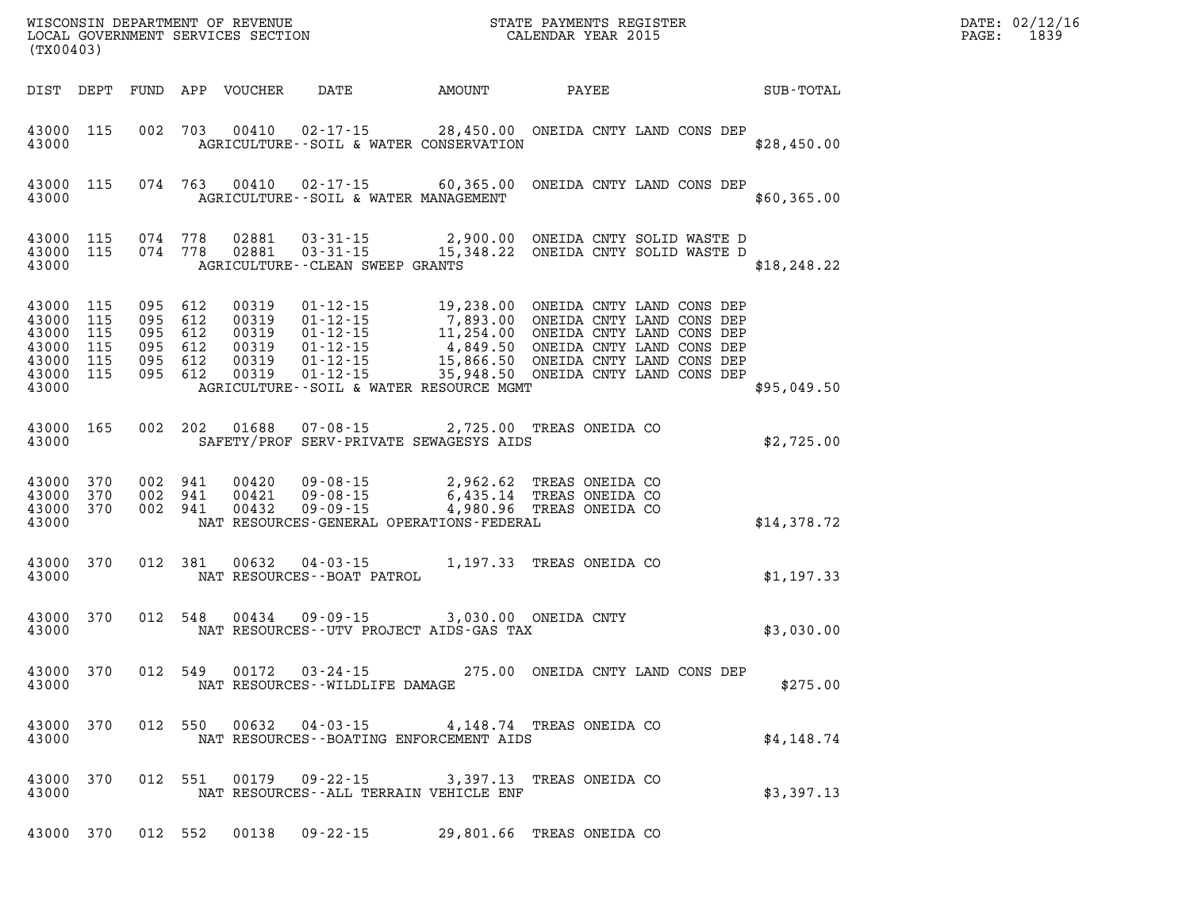WISCONSIN DEPARTMENT OF REVENUE
LOCAL GOVERNMENT SERVICES SECTION
(TX00403)

STATE PAYMENTS REGISTER
CALENDAR YEAR 2015

DATE: 02/12/16
PAGE: 1839

| DIST | DEPT | FUND | APP | VOUCHER | DATE | AMOUNT | PAYEE | SUB-TOTAL |
|---|---|---|---|---|---|---|---|---|
| 43000 | 115 | 002 | 703 | 00410 | 02-17-15 | 28,450.00 | ONEIDA CNTY LAND CONS DEP | |
| 43000 | | | | | AGRICULTURE--SOIL & WATER CONSERVATION | | | $28,450.00 |
| 43000 | 115 | 074 | 763 | 00410 | 02-17-15 | 60,365.00 | ONEIDA CNTY LAND CONS DEP | |
| 43000 | | | | | AGRICULTURE--SOIL & WATER MANAGEMENT | | | $60,365.00 |
| 43000 | 115 | 074 | 778 | 02881 | 03-31-15 | 2,900.00 | ONEIDA CNTY SOLID WASTE D | |
| 43000 | 115 | 074 | 778 | 02881 | 03-31-15 | 15,348.22 | ONEIDA CNTY SOLID WASTE D | |
| 43000 | | | | | AGRICULTURE--CLEAN SWEEP GRANTS | | | $18,248.22 |
| 43000 | 115 | 095 | 612 | 00319 | 01-12-15 | 19,238.00 | ONEIDA CNTY LAND CONS DEP | |
| 43000 | 115 | 095 | 612 | 00319 | 01-12-15 | 7,893.00 | ONEIDA CNTY LAND CONS DEP | |
| 43000 | 115 | 095 | 612 | 00319 | 01-12-15 | 11,254.00 | ONEIDA CNTY LAND CONS DEP | |
| 43000 | 115 | 095 | 612 | 00319 | 01-12-15 | 4,849.50 | ONEIDA CNTY LAND CONS DEP | |
| 43000 | 115 | 095 | 612 | 00319 | 01-12-15 | 15,866.50 | ONEIDA CNTY LAND CONS DEP | |
| 43000 | 115 | 095 | 612 | 00319 | 01-12-15 | 35,948.50 | ONEIDA CNTY LAND CONS DEP | |
| 43000 | | | | | AGRICULTURE--SOIL & WATER RESOURCE MGMT | | | $95,049.50 |
| 43000 | 165 | 002 | 202 | 01688 | 07-08-15 | 2,725.00 | TREAS ONEIDA CO | |
| 43000 | | | | | SAFETY/PROF SERV-PRIVATE SEWAGESYS AIDS | | | $2,725.00 |
| 43000 | 370 | 002 | 941 | 00420 | 09-08-15 | 2,962.62 | TREAS ONEIDA CO | |
| 43000 | 370 | 002 | 941 | 00421 | 09-08-15 | 6,435.14 | TREAS ONEIDA CO | |
| 43000 | 370 | 002 | 941 | 00432 | 09-09-15 | 4,980.96 | TREAS ONEIDA CO | |
| 43000 | | | | | NAT RESOURCES-GENERAL OPERATIONS-FEDERAL | | | $14,378.72 |
| 43000 | 370 | 012 | 381 | 00632 | 04-03-15 | 1,197.33 | TREAS ONEIDA CO | |
| 43000 | | | | | NAT RESOURCES--BOAT PATROL | | | $1,197.33 |
| 43000 | 370 | 012 | 548 | 00434 | 09-09-15 | 3,030.00 | ONEIDA CNTY | |
| 43000 | | | | | NAT RESOURCES--UTV PROJECT AIDS-GAS TAX | | | $3,030.00 |
| 43000 | 370 | 012 | 549 | 00172 | 03-24-15 | 275.00 | ONEIDA CNTY LAND CONS DEP | |
| 43000 | | | | | NAT RESOURCES--WILDLIFE DAMAGE | | | $275.00 |
| 43000 | 370 | 012 | 550 | 00632 | 04-03-15 | 4,148.74 | TREAS ONEIDA CO | |
| 43000 | | | | | NAT RESOURCES--BOATING ENFORCEMENT AIDS | | | $4,148.74 |
| 43000 | 370 | 012 | 551 | 00179 | 09-22-15 | 3,397.13 | TREAS ONEIDA CO | |
| 43000 | | | | | NAT RESOURCES--ALL TERRAIN VEHICLE ENF | | | $3,397.13 |
| 43000 | 370 | 012 | 552 | 00138 | 09-22-15 | 29,801.66 | TREAS ONEIDA CO | |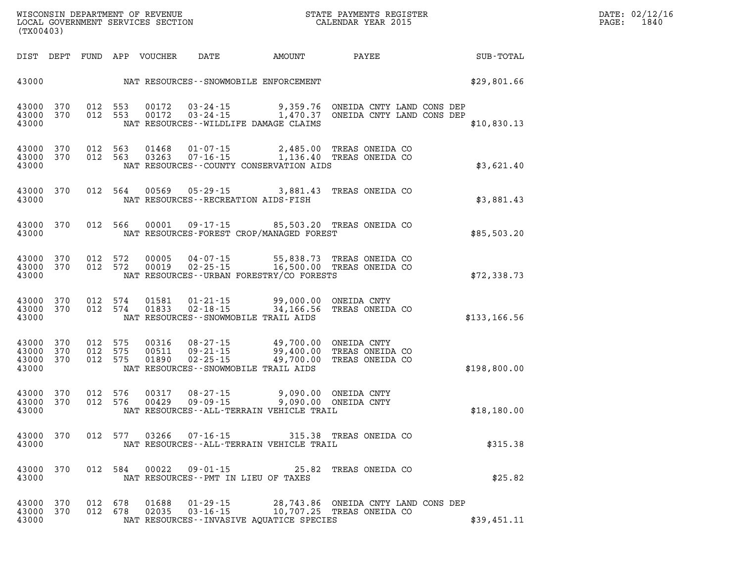WISCONSIN DEPARTMENT OF REVENUE
LOCAL GOVERNMENT SERVICES SECTION
(TX00403)

STATE PAYMENTS REGISTER
CALENDAR YEAR 2015

DATE: 02/12/16
PAGE: 1840

| DIST | DEPT | FUND | APP | VOUCHER | DATE | AMOUNT | PAYEE | SUB-TOTAL |
|---|---|---|---|---|---|---|---|---|
| 43000 | | | | NAT RESOURCES--SNOWMOBILE ENFORCEMENT | | | | $29,801.66 |
| 43000 | 370 | 012 | 553 | 00172 | 03-24-15 | 9,359.76 | ONEIDA CNTY LAND CONS DEP | |
| 43000 | 370 | 012 | 553 | 00172 | 03-24-15 | 1,470.37 | ONEIDA CNTY LAND CONS DEP | |
| 43000 | | | | NAT RESOURCES--WILDLIFE DAMAGE CLAIMS | | | | $10,830.13 |
| 43000 | 370 | 012 | 563 | 01468 | 01-07-15 | 2,485.00 | TREAS ONEIDA CO | |
| 43000 | 370 | 012 | 563 | 03263 | 07-16-15 | 1,136.40 | TREAS ONEIDA CO | |
| 43000 | | | | NAT RESOURCES--COUNTY CONSERVATION AIDS | | | | $3,621.40 |
| 43000 | 370 | 012 | 564 | 00569 | 05-29-15 | 3,881.43 | TREAS ONEIDA CO | |
| 43000 | | | | NAT RESOURCES--RECREATION AIDS-FISH | | | | $3,881.43 |
| 43000 | 370 | 012 | 566 | 00001 | 09-17-15 | 85,503.20 | TREAS ONEIDA CO | |
| 43000 | | | | NAT RESOURCES-FOREST CROP/MANAGED FOREST | | | | $85,503.20 |
| 43000 | 370 | 012 | 572 | 00005 | 04-07-15 | 55,838.73 | TREAS ONEIDA CO | |
| 43000 | 370 | 012 | 572 | 00019 | 02-25-15 | 16,500.00 | TREAS ONEIDA CO | |
| 43000 | | | | NAT RESOURCES--URBAN FORESTRY/CO FORESTS | | | | $72,338.73 |
| 43000 | 370 | 012 | 574 | 01581 | 01-21-15 | 99,000.00 | ONEIDA CNTY | |
| 43000 | 370 | 012 | 574 | 01833 | 02-18-15 | 34,166.56 | TREAS ONEIDA CO | |
| 43000 | | | | NAT RESOURCES--SNOWMOBILE TRAIL AIDS | | | | $133,166.56 |
| 43000 | 370 | 012 | 575 | 00316 | 08-27-15 | 49,700.00 | ONEIDA CNTY | |
| 43000 | 370 | 012 | 575 | 00511 | 09-21-15 | 99,400.00 | TREAS ONEIDA CO | |
| 43000 | 370 | 012 | 575 | 01890 | 02-25-15 | 49,700.00 | TREAS ONEIDA CO | |
| 43000 | | | | NAT RESOURCES--SNOWMOBILE TRAIL AIDS | | | | $198,800.00 |
| 43000 | 370 | 012 | 576 | 00317 | 08-27-15 | 9,090.00 | ONEIDA CNTY | |
| 43000 | 370 | 012 | 576 | 00429 | 09-09-15 | 9,090.00 | ONEIDA CNTY | |
| 43000 | | | | NAT RESOURCES--ALL-TERRAIN VEHICLE TRAIL | | | | $18,180.00 |
| 43000 | 370 | 012 | 577 | 03266 | 07-16-15 | 315.38 | TREAS ONEIDA CO | |
| 43000 | | | | NAT RESOURCES--ALL-TERRAIN VEHICLE TRAIL | | | | $315.38 |
| 43000 | 370 | 012 | 584 | 00022 | 09-01-15 | 25.82 | TREAS ONEIDA CO | |
| 43000 | | | | NAT RESOURCES--PMT IN LIEU OF TAXES | | | | $25.82 |
| 43000 | 370 | 012 | 678 | 01688 | 01-29-15 | 28,743.86 | ONEIDA CNTY LAND CONS DEP | |
| 43000 | 370 | 012 | 678 | 02035 | 03-16-15 | 10,707.25 | TREAS ONEIDA CO | |
| 43000 | | | | NAT RESOURCES--INVASIVE AQUATICE SPECIES | | | | $39,451.11 |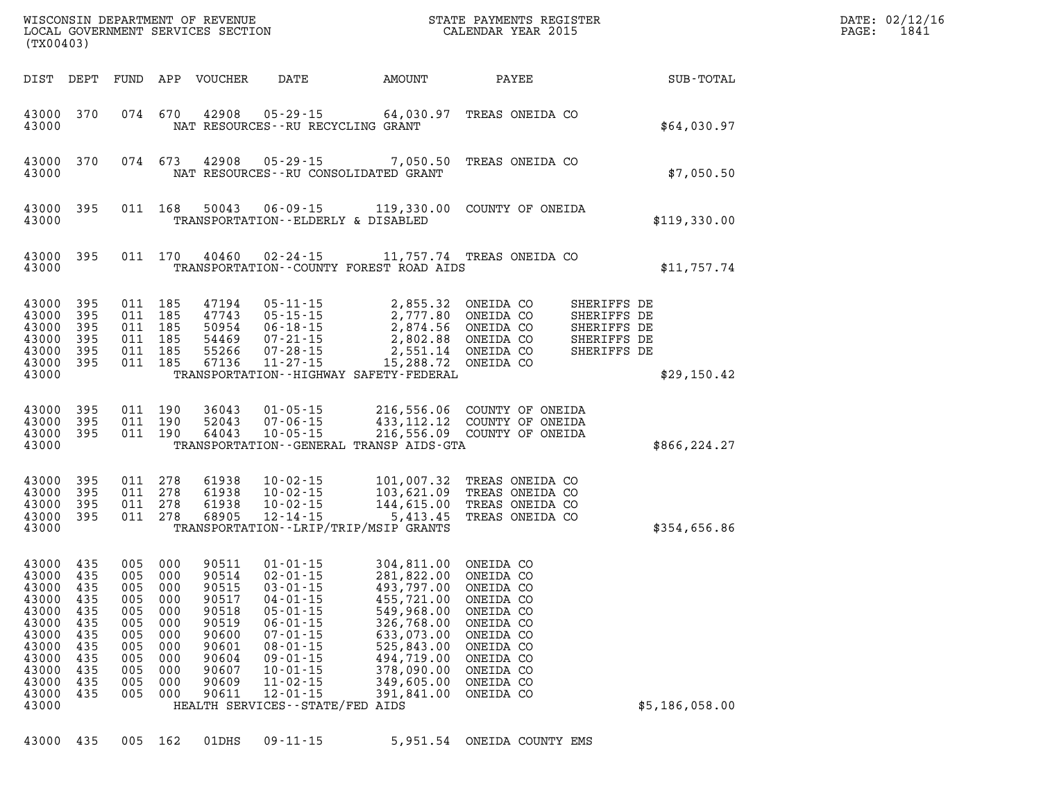WISCONSIN DEPARTMENT OF REVENUE
LOCAL GOVERNMENT SERVICES SECTION
(TX00403)

STATE PAYMENTS REGISTER
CALENDAR YEAR 2015

DATE: 02/12/16

| DIST | DEPT | FUND | APP | VOUCHER | DATE | AMOUNT | PAYEE | SUB-TOTAL |
|---|---|---|---|---|---|---|---|---|
| 43000 | 370 | 074 | 670 | 42908 | 05-29-15 | 64,030.97 | TREAS ONEIDA CO | |
| 43000 | | | | NAT RESOURCES--RU RECYCLING GRANT | | | | $64,030.97 |
| 43000 | 370 | 074 | 673 | 42908 | 05-29-15 | 7,050.50 | TREAS ONEIDA CO | |
| 43000 | | | | NAT RESOURCES--RU CONSOLIDATED GRANT | | | | $7,050.50 |
| 43000 | 395 | 011 | 168 | 50043 | 06-09-15 | 119,330.00 | COUNTY OF ONEIDA | |
| 43000 | | | | TRANSPORTATION--ELDERLY & DISABLED | | | | $119,330.00 |
| 43000 | 395 | 011 | 170 | 40460 | 02-24-15 | 11,757.74 | TREAS ONEIDA CO | |
| 43000 | | | | TRANSPORTATION--COUNTY FOREST ROAD AIDS | | | | $11,757.74 |
| 43000 | 395 | 011 | 185 | 47194 | 05-11-15 | 2,855.32 | ONEIDA CO SHERIFFS DE | |
| 43000 | 395 | 011 | 185 | 47743 | 05-15-15 | 2,777.80 | ONEIDA CO SHERIFFS DE | |
| 43000 | 395 | 011 | 185 | 50954 | 06-18-15 | 2,874.56 | ONEIDA CO SHERIFFS DE | |
| 43000 | 395 | 011 | 185 | 54469 | 07-21-15 | 2,802.88 | ONEIDA CO SHERIFFS DE | |
| 43000 | 395 | 011 | 185 | 55266 | 07-28-15 | 2,551.14 | ONEIDA CO SHERIFFS DE | |
| 43000 | 395 | 011 | 185 | 67136 | 11-27-15 | 15,288.72 | ONEIDA CO | |
| 43000 | | | | TRANSPORTATION--HIGHWAY SAFETY-FEDERAL | | | | $29,150.42 |
| 43000 | 395 | 011 | 190 | 36043 | 01-05-15 | 216,556.06 | COUNTY OF ONEIDA | |
| 43000 | 395 | 011 | 190 | 52043 | 07-06-15 | 433,112.12 | COUNTY OF ONEIDA | |
| 43000 | 395 | 011 | 190 | 64043 | 10-05-15 | 216,556.09 | COUNTY OF ONEIDA | |
| 43000 | | | | TRANSPORTATION--GENERAL TRANSP AIDS-GTA | | | | $866,224.27 |
| 43000 | 395 | 011 | 278 | 61938 | 10-02-15 | 101,007.32 | TREAS ONEIDA CO | |
| 43000 | 395 | 011 | 278 | 61938 | 10-02-15 | 103,621.09 | TREAS ONEIDA CO | |
| 43000 | 395 | 011 | 278 | 61938 | 10-02-15 | 144,615.00 | TREAS ONEIDA CO | |
| 43000 | 395 | 011 | 278 | 68905 | 12-14-15 | 5,413.45 | TREAS ONEIDA CO | |
| 43000 | | | | TRANSPORTATION--LRIP/TRIP/MSIP GRANTS | | | | $354,656.86 |
| 43000 | 435 | 005 | 000 | 90511 | 01-01-15 | 304,811.00 | ONEIDA CO | |
| 43000 | 435 | 005 | 000 | 90514 | 02-01-15 | 281,822.00 | ONEIDA CO | |
| 43000 | 435 | 005 | 000 | 90515 | 03-01-15 | 493,797.00 | ONEIDA CO | |
| 43000 | 435 | 005 | 000 | 90517 | 04-01-15 | 455,721.00 | ONEIDA CO | |
| 43000 | 435 | 005 | 000 | 90518 | 05-01-15 | 549,968.00 | ONEIDA CO | |
| 43000 | 435 | 005 | 000 | 90519 | 06-01-15 | 326,768.00 | ONEIDA CO | |
| 43000 | 435 | 005 | 000 | 90600 | 07-01-15 | 633,073.00 | ONEIDA CO | |
| 43000 | 435 | 005 | 000 | 90601 | 08-01-15 | 525,843.00 | ONEIDA CO | |
| 43000 | 435 | 005 | 000 | 90604 | 09-01-15 | 494,719.00 | ONEIDA CO | |
| 43000 | 435 | 005 | 000 | 90607 | 10-01-15 | 378,090.00 | ONEIDA CO | |
| 43000 | 435 | 005 | 000 | 90609 | 11-02-15 | 349,605.00 | ONEIDA CO | |
| 43000 | 435 | 005 | 000 | 90611 | 12-01-15 | 391,841.00 | ONEIDA CO | |
| 43000 | | | | HEALTH SERVICES--STATE/FED AIDS | | | | $5,186,058.00 |
| 43000 | 435 | 005 | 162 | 01DHS | 09-11-15 | 5,951.54 | ONEIDA COUNTY EMS | |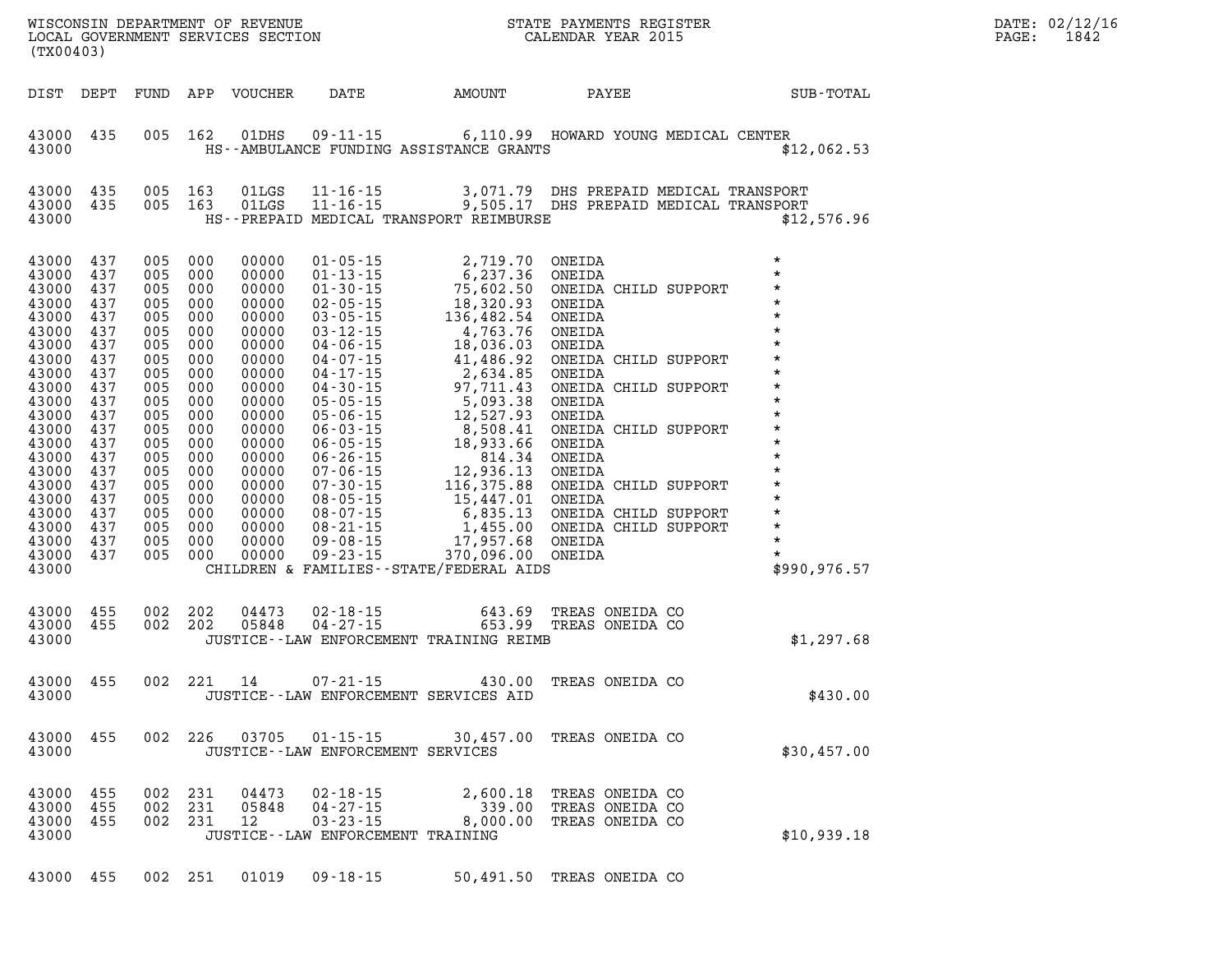WISCONSIN DEPARTMENT OF REVENUE
LOCAL GOVERNMENT SERVICES SECTION
(TX00403)

STATE PAYMENTS REGISTER
CALENDAR YEAR 2015

| DIST | DEPT | FUND | APP | VOUCHER | DATE | AMOUNT | PAYEE | SUB-TOTAL |
|---|---|---|---|---|---|---|---|---|
| 43000 | 435 | 005 | 162 | 01DHS | 09-11-15 | 6,110.99 | HOWARD YOUNG MEDICAL CENTER | |
| 43000 | | | | | HS--AMBULANCE FUNDING ASSISTANCE GRANTS | | | $12,062.53 |
| 43000 | 435 | 005 | 163 | 01LGS | 11-16-15 | 3,071.79 | DHS PREPAID MEDICAL TRANSPORT | |
| 43000 | 435 | 005 | 163 | 01LGS | 11-16-15 | 9,505.17 | DHS PREPAID MEDICAL TRANSPORT | |
| 43000 | | | | | HS--PREPAID MEDICAL TRANSPORT REIMBURSE | | | $12,576.96 |
| 43000 | 437 | 005 | 000 | 00000 | 01-05-15 | 2,719.70 | ONEIDA | * |
| 43000 | 437 | 005 | 000 | 00000 | 01-13-15 | 6,237.36 | ONEIDA | * |
| 43000 | 437 | 005 | 000 | 00000 | 01-30-15 | 75,602.50 | ONEIDA CHILD SUPPORT | * |
| 43000 | 437 | 005 | 000 | 00000 | 02-05-15 | 18,320.93 | ONEIDA | * |
| 43000 | 437 | 005 | 000 | 00000 | 03-05-15 | 136,482.54 | ONEIDA | * |
| 43000 | 437 | 005 | 000 | 00000 | 03-12-15 | 4,763.76 | ONEIDA | * |
| 43000 | 437 | 005 | 000 | 00000 | 04-06-15 | 18,036.03 | ONEIDA | * |
| 43000 | 437 | 005 | 000 | 00000 | 04-07-15 | 41,486.92 | ONEIDA CHILD SUPPORT | * |
| 43000 | 437 | 005 | 000 | 00000 | 04-17-15 | 2,634.85 | ONEIDA | * |
| 43000 | 437 | 005 | 000 | 00000 | 04-30-15 | 97,711.43 | ONEIDA CHILD SUPPORT | * |
| 43000 | 437 | 005 | 000 | 00000 | 05-05-15 | 5,093.38 | ONEIDA | * |
| 43000 | 437 | 005 | 000 | 00000 | 05-06-15 | 12,527.93 | ONEIDA | * |
| 43000 | 437 | 005 | 000 | 00000 | 06-03-15 | 8,508.41 | ONEIDA CHILD SUPPORT | * |
| 43000 | 437 | 005 | 000 | 00000 | 06-05-15 | 18,933.66 | ONEIDA | * |
| 43000 | 437 | 005 | 000 | 00000 | 06-26-15 | 814.34 | ONEIDA | * |
| 43000 | 437 | 005 | 000 | 00000 | 07-06-15 | 12,936.13 | ONEIDA | * |
| 43000 | 437 | 005 | 000 | 00000 | 07-30-15 | 116,375.88 | ONEIDA CHILD SUPPORT | * |
| 43000 | 437 | 005 | 000 | 00000 | 08-05-15 | 15,447.01 | ONEIDA | * |
| 43000 | 437 | 005 | 000 | 00000 | 08-07-15 | 6,835.13 | ONEIDA CHILD SUPPORT | * |
| 43000 | 437 | 005 | 000 | 00000 | 08-21-15 | 1,455.00 | ONEIDA CHILD SUPPORT | * |
| 43000 | 437 | 005 | 000 | 00000 | 09-08-15 | 17,957.68 | ONEIDA | * |
| 43000 | 437 | 005 | 000 | 00000 | 09-23-15 | 370,096.00 | ONEIDA | * |
| 43000 | | | | | CHILDREN & FAMILIES--STATE/FEDERAL AIDS | | | $990,976.57 |
| 43000 | 455 | 002 | 202 | 04473 | 02-18-15 | 643.69 | TREAS ONEIDA CO | |
| 43000 | 455 | 002 | 202 | 05848 | 04-27-15 | 653.99 | TREAS ONEIDA CO | |
| 43000 | | | | | JUSTICE--LAW ENFORCEMENT TRAINING REIMB | | | $1,297.68 |
| 43000 | 455 | 002 | 221 | 14 | 07-21-15 | 430.00 | TREAS ONEIDA CO | |
| 43000 | | | | | JUSTICE--LAW ENFORCEMENT SERVICES AID | | | $430.00 |
| 43000 | 455 | 002 | 226 | 03705 | 01-15-15 | 30,457.00 | TREAS ONEIDA CO | |
| 43000 | | | | | JUSTICE--LAW ENFORCEMENT SERVICES | | | $30,457.00 |
| 43000 | 455 | 002 | 231 | 04473 | 02-18-15 | 2,600.18 | TREAS ONEIDA CO | |
| 43000 | 455 | 002 | 231 | 05848 | 04-27-15 | 339.00 | TREAS ONEIDA CO | |
| 43000 | 455 | 002 | 231 | 12 | 03-23-15 | 8,000.00 | TREAS ONEIDA CO | |
| 43000 | | | | | JUSTICE--LAW ENFORCEMENT TRAINING | | | $10,939.18 |
| 43000 | 455 | 002 | 251 | 01019 | 09-18-15 | 50,491.50 | TREAS ONEIDA CO | |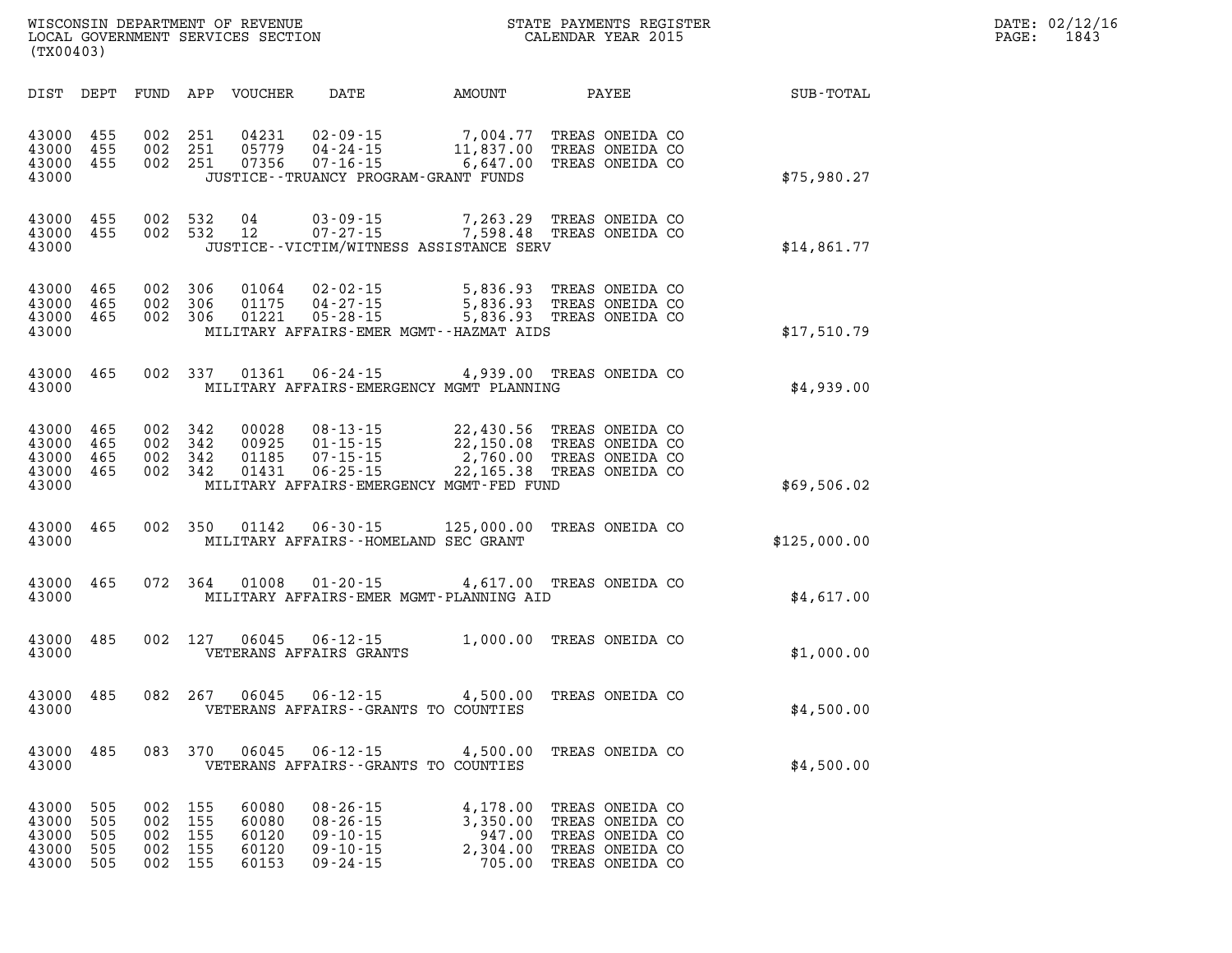WISCONSIN DEPARTMENT OF REVENUE
LOCAL GOVERNMENT SERVICES SECTION
(TX00403)

STATE PAYMENTS REGISTER
CALENDAR YEAR 2015

DATE: 02/12/16
PAGE: 1843

| DIST | DEPT | FUND | APP | VOUCHER | DATE | AMOUNT | PAYEE | SUB-TOTAL |
|---|---|---|---|---|---|---|---|---|
| 43000 | 455 | 002 | 251 | 04231 | 02-09-15 | 7,004.77 | TREAS ONEIDA CO | |
| 43000 | 455 | 002 | 251 | 05779 | 04-24-15 | 11,837.00 | TREAS ONEIDA CO | |
| 43000 | 455 | 002 | 251 | 07356 | 07-16-15 | 6,647.00 | TREAS ONEIDA CO | |
| 43000 | | | | | JUSTICE--TRUANCY PROGRAM-GRANT FUNDS | | | $75,980.27 |
| 43000 | 455 | 002 | 532 | 04 | 03-09-15 | 7,263.29 | TREAS ONEIDA CO | |
| 43000 | 455 | 002 | 532 | 12 | 07-27-15 | 7,598.48 | TREAS ONEIDA CO | |
| 43000 | | | | | JUSTICE--VICTIM/WITNESS ASSISTANCE SERV | | | $14,861.77 |
| 43000 | 465 | 002 | 306 | 01064 | 02-02-15 | 5,836.93 | TREAS ONEIDA CO | |
| 43000 | 465 | 002 | 306 | 01175 | 04-27-15 | 5,836.93 | TREAS ONEIDA CO | |
| 43000 | 465 | 002 | 306 | 01221 | 05-28-15 | 5,836.93 | TREAS ONEIDA CO | |
| 43000 | | | | | MILITARY AFFAIRS-EMER MGMT--HAZMAT AIDS | | | $17,510.79 |
| 43000 | 465 | 002 | 337 | 01361 | 06-24-15 | 4,939.00 | TREAS ONEIDA CO | |
| 43000 | | | | | MILITARY AFFAIRS-EMERGENCY MGMT PLANNING | | | $4,939.00 |
| 43000 | 465 | 002 | 342 | 00028 | 08-13-15 | 22,430.56 | TREAS ONEIDA CO | |
| 43000 | 465 | 002 | 342 | 00925 | 01-15-15 | 22,150.08 | TREAS ONEIDA CO | |
| 43000 | 465 | 002 | 342 | 01185 | 07-15-15 | 2,760.00 | TREAS ONEIDA CO | |
| 43000 | 465 | 002 | 342 | 01431 | 06-25-15 | 22,165.38 | TREAS ONEIDA CO | |
| 43000 | | | | | MILITARY AFFAIRS-EMERGENCY MGMT-FED FUND | | | $69,506.02 |
| 43000 | 465 | 002 | 350 | 01142 | 06-30-15 | 125,000.00 | TREAS ONEIDA CO | |
| 43000 | | | | | MILITARY AFFAIRS--HOMELAND SEC GRANT | | | $125,000.00 |
| 43000 | 465 | 072 | 364 | 01008 | 01-20-15 | 4,617.00 | TREAS ONEIDA CO | |
| 43000 | | | | | MILITARY AFFAIRS-EMER MGMT-PLANNING AID | | | $4,617.00 |
| 43000 | 485 | 002 | 127 | 06045 | 06-12-15 | 1,000.00 | TREAS ONEIDA CO | |
| 43000 | | | | | VETERANS AFFAIRS GRANTS | | | $1,000.00 |
| 43000 | 485 | 082 | 267 | 06045 | 06-12-15 | 4,500.00 | TREAS ONEIDA CO | |
| 43000 | | | | | VETERANS AFFAIRS--GRANTS TO COUNTIES | | | $4,500.00 |
| 43000 | 485 | 083 | 370 | 06045 | 06-12-15 | 4,500.00 | TREAS ONEIDA CO | |
| 43000 | | | | | VETERANS AFFAIRS--GRANTS TO COUNTIES | | | $4,500.00 |
| 43000 | 505 | 002 | 155 | 60080 | 08-26-15 | 4,178.00 | TREAS ONEIDA CO | |
| 43000 | 505 | 002 | 155 | 60080 | 08-26-15 | 3,350.00 | TREAS ONEIDA CO | |
| 43000 | 505 | 002 | 155 | 60120 | 09-10-15 | 947.00 | TREAS ONEIDA CO | |
| 43000 | 505 | 002 | 155 | 60120 | 09-10-15 | 2,304.00 | TREAS ONEIDA CO | |
| 43000 | 505 | 002 | 155 | 60153 | 09-24-15 | 705.00 | TREAS ONEIDA CO | |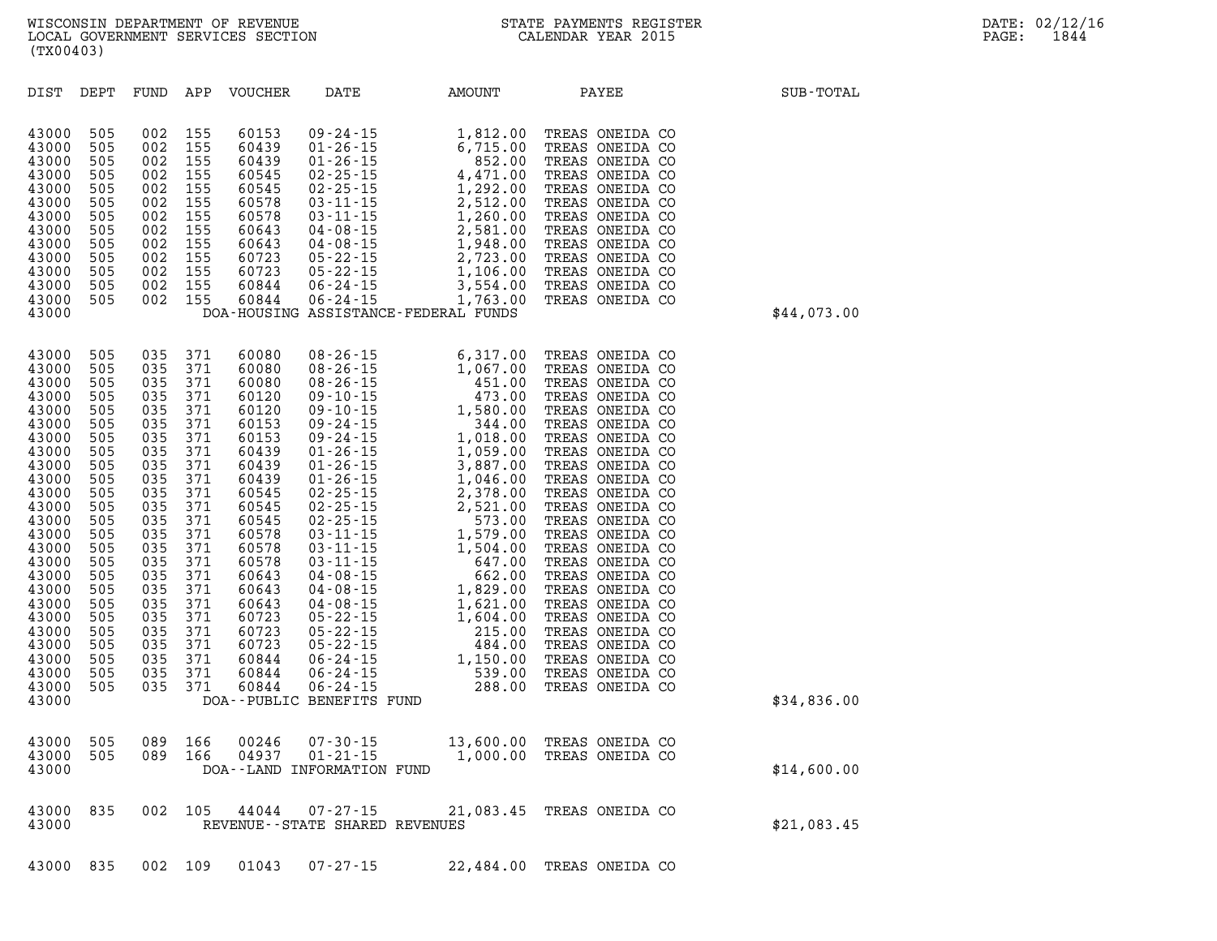WISCONSIN DEPARTMENT OF REVENUE
LOCAL GOVERNMENT SERVICES SECTION
(TX00403)

STATE PAYMENTS REGISTER
CALENDAR YEAR 2015

DATE: 02/12/16
PAGE: 1844

| DIST | DEPT | FUND | APP | VOUCHER | DATE | AMOUNT | PAYEE | SUB-TOTAL |
|---|---|---|---|---|---|---|---|---|
| 43000 | 505 | 002 | 155 | 60153 | 09-24-15 | 1,812.00 | TREAS ONEIDA CO | |
| 43000 | 505 | 002 | 155 | 60439 | 01-26-15 | 6,715.00 | TREAS ONEIDA CO | |
| 43000 | 505 | 002 | 155 | 60439 | 01-26-15 | 852.00 | TREAS ONEIDA CO | |
| 43000 | 505 | 002 | 155 | 60545 | 02-25-15 | 4,471.00 | TREAS ONEIDA CO | |
| 43000 | 505 | 002 | 155 | 60545 | 02-25-15 | 1,292.00 | TREAS ONEIDA CO | |
| 43000 | 505 | 002 | 155 | 60578 | 03-11-15 | 2,512.00 | TREAS ONEIDA CO | |
| 43000 | 505 | 002 | 155 | 60578 | 03-11-15 | 1,260.00 | TREAS ONEIDA CO | |
| 43000 | 505 | 002 | 155 | 60643 | 04-08-15 | 2,581.00 | TREAS ONEIDA CO | |
| 43000 | 505 | 002 | 155 | 60643 | 04-08-15 | 1,948.00 | TREAS ONEIDA CO | |
| 43000 | 505 | 002 | 155 | 60723 | 05-22-15 | 2,723.00 | TREAS ONEIDA CO | |
| 43000 | 505 | 002 | 155 | 60723 | 05-22-15 | 1,106.00 | TREAS ONEIDA CO | |
| 43000 | 505 | 002 | 155 | 60844 | 06-24-15 | 3,554.00 | TREAS ONEIDA CO | |
| 43000 | 505 | 002 | 155 | 60844 | 06-24-15 | 1,763.00 | TREAS ONEIDA CO | |
| 43000 | | | | DOA-HOUSING ASSISTANCE-FEDERAL FUNDS | | | | $44,073.00 |
| 43000 | 505 | 035 | 371 | 60080 | 08-26-15 | 6,317.00 | TREAS ONEIDA CO | |
| 43000 | 505 | 035 | 371 | 60080 | 08-26-15 | 1,067.00 | TREAS ONEIDA CO | |
| 43000 | 505 | 035 | 371 | 60080 | 08-26-15 | 451.00 | TREAS ONEIDA CO | |
| 43000 | 505 | 035 | 371 | 60120 | 09-10-15 | 473.00 | TREAS ONEIDA CO | |
| 43000 | 505 | 035 | 371 | 60120 | 09-10-15 | 1,580.00 | TREAS ONEIDA CO | |
| 43000 | 505 | 035 | 371 | 60153 | 09-24-15 | 344.00 | TREAS ONEIDA CO | |
| 43000 | 505 | 035 | 371 | 60153 | 09-24-15 | 1,018.00 | TREAS ONEIDA CO | |
| 43000 | 505 | 035 | 371 | 60439 | 01-26-15 | 1,059.00 | TREAS ONEIDA CO | |
| 43000 | 505 | 035 | 371 | 60439 | 01-26-15 | 3,887.00 | TREAS ONEIDA CO | |
| 43000 | 505 | 035 | 371 | 60439 | 01-26-15 | 1,046.00 | TREAS ONEIDA CO | |
| 43000 | 505 | 035 | 371 | 60545 | 02-25-15 | 2,378.00 | TREAS ONEIDA CO | |
| 43000 | 505 | 035 | 371 | 60545 | 02-25-15 | 2,521.00 | TREAS ONEIDA CO | |
| 43000 | 505 | 035 | 371 | 60545 | 02-25-15 | 573.00 | TREAS ONEIDA CO | |
| 43000 | 505 | 035 | 371 | 60578 | 03-11-15 | 1,579.00 | TREAS ONEIDA CO | |
| 43000 | 505 | 035 | 371 | 60578 | 03-11-15 | 1,504.00 | TREAS ONEIDA CO | |
| 43000 | 505 | 035 | 371 | 60578 | 03-11-15 | 647.00 | TREAS ONEIDA CO | |
| 43000 | 505 | 035 | 371 | 60643 | 04-08-15 | 662.00 | TREAS ONEIDA CO | |
| 43000 | 505 | 035 | 371 | 60643 | 04-08-15 | 1,829.00 | TREAS ONEIDA CO | |
| 43000 | 505 | 035 | 371 | 60643 | 04-08-15 | 1,621.00 | TREAS ONEIDA CO | |
| 43000 | 505 | 035 | 371 | 60723 | 05-22-15 | 1,604.00 | TREAS ONEIDA CO | |
| 43000 | 505 | 035 | 371 | 60723 | 05-22-15 | 215.00 | TREAS ONEIDA CO | |
| 43000 | 505 | 035 | 371 | 60723 | 05-22-15 | 484.00 | TREAS ONEIDA CO | |
| 43000 | 505 | 035 | 371 | 60844 | 06-24-15 | 1,150.00 | TREAS ONEIDA CO | |
| 43000 | 505 | 035 | 371 | 60844 | 06-24-15 | 539.00 | TREAS ONEIDA CO | |
| 43000 | 505 | 035 | 371 | 60844 | 06-24-15 | 288.00 | TREAS ONEIDA CO | |
| 43000 | | | | DOA--PUBLIC BENEFITS FUND | | | | $34,836.00 |
| 43000 | 505 | 089 | 166 | 00246 | 07-30-15 | 13,600.00 | TREAS ONEIDA CO | |
| 43000 | 505 | 089 | 166 | 04937 | 01-21-15 | 1,000.00 | TREAS ONEIDA CO | |
| 43000 | | | | DOA--LAND INFORMATION FUND | | | | $14,600.00 |
| 43000 | 835 | 002 | 105 | 44044 | 07-27-15 | 21,083.45 | TREAS ONEIDA CO | |
| 43000 | | | | REVENUE--STATE SHARED REVENUES | | | | $21,083.45 |
| 43000 | 835 | 002 | 109 | 01043 | 07-27-15 | 22,484.00 | TREAS ONEIDA CO | |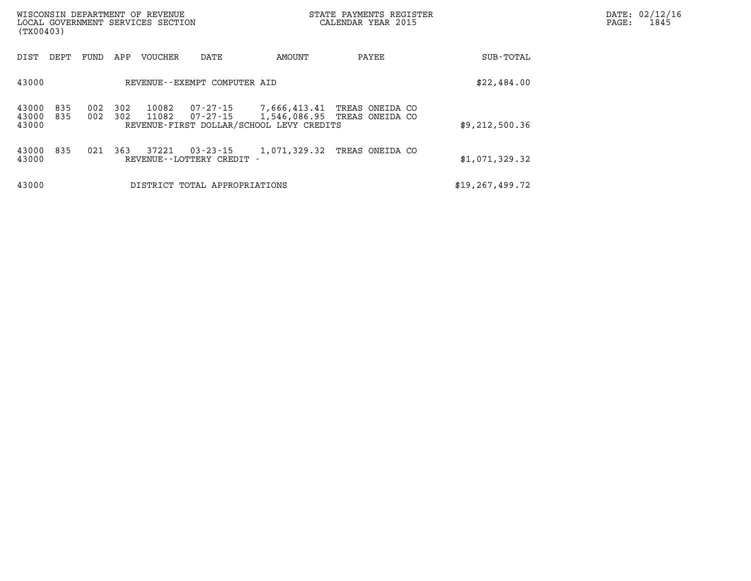WISCONSIN DEPARTMENT OF REVENUE
LOCAL GOVERNMENT SERVICES SECTION
(TX00403)

STATE PAYMENTS REGISTER
CALENDAR YEAR 2015

DATE: 02/12/16

| DIST | DEPT | FUND | APP | VOUCHER | DATE | AMOUNT | PAYEE | SUB-TOTAL |
|---|---|---|---|---|---|---|---|---|
| 43000 | | | | REVENUE--EXEMPT COMPUTER AID | | | | $22,484.00 |
| 43000 | 835 | 002 | 302 | 10082 | 07-27-15 | 7,666,413.41 | TREAS ONEIDA CO | |
| 43000 | 835 | 002 | 302 | 11082 | 07-27-15 | 1,546,086.95 | TREAS ONEIDA CO | |
| 43000 | | | | REVENUE-FIRST DOLLAR/SCHOOL LEVY CREDITS | | | | $9,212,500.36 |
| 43000 | 835 | 021 | 363 | 37221 | 03-23-15 | 1,071,329.32 | TREAS ONEIDA CO | |
| 43000 | | | | REVENUE--LOTTERY CREDIT - | | | | $1,071,329.32 |
| 43000 | | | | DISTRICT TOTAL APPROPRIATIONS | | | | $19,267,499.72 |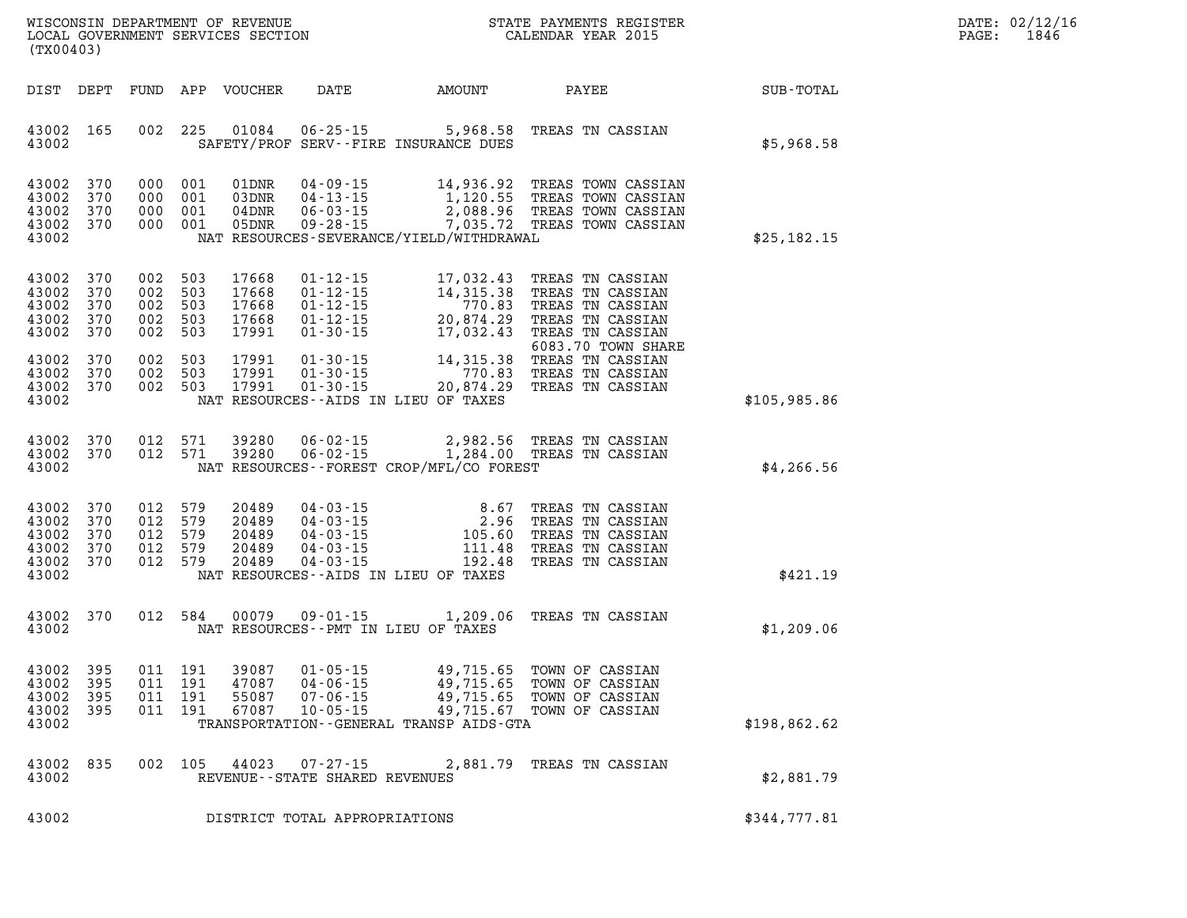WISCONSIN DEPARTMENT OF REVENUE
LOCAL GOVERNMENT SERVICES SECTION
(TX00403)

STATE PAYMENTS REGISTER
CALENDAR YEAR 2015

DATE: 02/12/16

| DIST | DEPT | FUND | APP | VOUCHER | DATE | AMOUNT | PAYEE | SUB-TOTAL |
|---|---|---|---|---|---|---|---|---|
| 43002 | 165 | 002 | 225 | 01084 | 06-25-15 | 5,968.58 | TREAS TN CASSIAN | |
| 43002 | | | | | SAFETY/PROF SERV--FIRE INSURANCE DUES | | | $5,968.58 |
| 43002 | 370 | 000 | 001 | 01DNR | 04-09-15 | 14,936.92 | TREAS TOWN CASSIAN | |
| 43002 | 370 | 000 | 001 | 03DNR | 04-13-15 | 1,120.55 | TREAS TOWN CASSIAN | |
| 43002 | 370 | 000 | 001 | 04DNR | 06-03-15 | 2,088.96 | TREAS TOWN CASSIAN | |
| 43002 | 370 | 000 | 001 | 05DNR | 09-28-15 | 7,035.72 | TREAS TOWN CASSIAN | |
| 43002 | | | | | NAT RESOURCES-SEVERANCE/YIELD/WITHDRAWAL | | | $25,182.15 |
| 43002 | 370 | 002 | 503 | 17668 | 01-12-15 | 17,032.43 | TREAS TN CASSIAN | |
| 43002 | 370 | 002 | 503 | 17668 | 01-12-15 | 14,315.38 | TREAS TN CASSIAN | |
| 43002 | 370 | 002 | 503 | 17668 | 01-12-15 | 770.83 | TREAS TN CASSIAN | |
| 43002 | 370 | 002 | 503 | 17668 | 01-12-15 | 20,874.29 | TREAS TN CASSIAN | |
| 43002 | 370 | 002 | 503 | 17991 | 01-30-15 | 17,032.43 | TREAS TN CASSIAN 6083.70 TOWN SHARE | |
| 43002 | 370 | 002 | 503 | 17991 | 01-30-15 | 14,315.38 | TREAS TN CASSIAN | |
| 43002 | 370 | 002 | 503 | 17991 | 01-30-15 | 770.83 | TREAS TN CASSIAN | |
| 43002 | 370 | 002 | 503 | 17991 | 01-30-15 | 20,874.29 | TREAS TN CASSIAN | |
| 43002 | | | | | NAT RESOURCES--AIDS IN LIEU OF TAXES | | | $105,985.86 |
| 43002 | 370 | 012 | 571 | 39280 | 06-02-15 | 2,982.56 | TREAS TN CASSIAN | |
| 43002 | 370 | 012 | 571 | 39280 | 06-02-15 | 1,284.00 | TREAS TN CASSIAN | |
| 43002 | | | | | NAT RESOURCES--FOREST CROP/MFL/CO FOREST | | | $4,266.56 |
| 43002 | 370 | 012 | 579 | 20489 | 04-03-15 | 8.67 | TREAS TN CASSIAN | |
| 43002 | 370 | 012 | 579 | 20489 | 04-03-15 | 2.96 | TREAS TN CASSIAN | |
| 43002 | 370 | 012 | 579 | 20489 | 04-03-15 | 105.60 | TREAS TN CASSIAN | |
| 43002 | 370 | 012 | 579 | 20489 | 04-03-15 | 111.48 | TREAS TN CASSIAN | |
| 43002 | 370 | 012 | 579 | 20489 | 04-03-15 | 192.48 | TREAS TN CASSIAN | |
| 43002 | | | | | NAT RESOURCES--AIDS IN LIEU OF TAXES | | | $421.19 |
| 43002 | 370 | 012 | 584 | 00079 | 09-01-15 | 1,209.06 | TREAS TN CASSIAN | |
| 43002 | | | | | NAT RESOURCES--PMT IN LIEU OF TAXES | | | $1,209.06 |
| 43002 | 395 | 011 | 191 | 39087 | 01-05-15 | 49,715.65 | TOWN OF CASSIAN | |
| 43002 | 395 | 011 | 191 | 47087 | 04-06-15 | 49,715.65 | TOWN OF CASSIAN | |
| 43002 | 395 | 011 | 191 | 55087 | 07-06-15 | 49,715.65 | TOWN OF CASSIAN | |
| 43002 | 395 | 011 | 191 | 67087 | 10-05-15 | 49,715.67 | TOWN OF CASSIAN | |
| 43002 | | | | | TRANSPORTATION--GENERAL TRANSP AIDS-GTA | | | $198,862.62 |
| 43002 | 835 | 002 | 105 | 44023 | 07-27-15 | 2,881.79 | TREAS TN CASSIAN | |
| 43002 | | | | | REVENUE--STATE SHARED REVENUES | | | $2,881.79 |
| 43002 | | | | | DISTRICT TOTAL APPROPRIATIONS | | | $344,777.81 |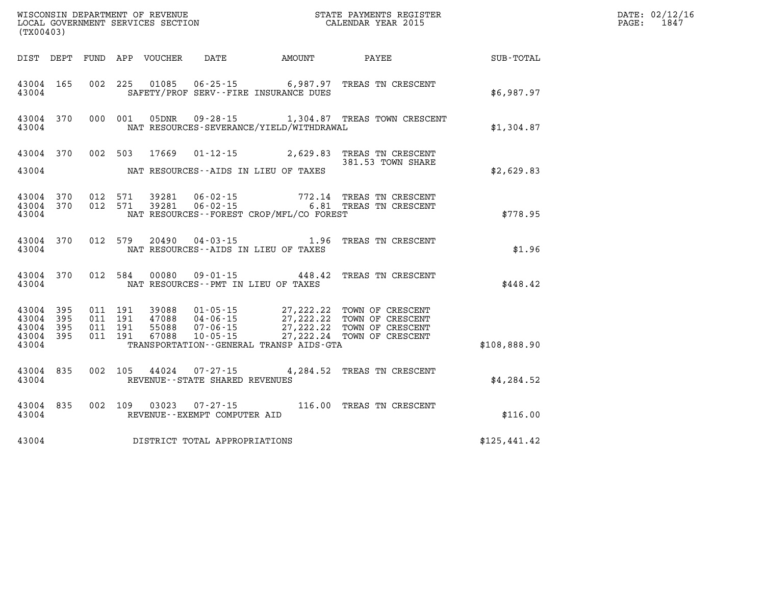WISCONSIN DEPARTMENT OF REVENUE
LOCAL GOVERNMENT SERVICES SECTION
(TX00403)

STATE PAYMENTS REGISTER
CALENDAR YEAR 2015

DATE: 02/12/16
PAGE: 1847

| DIST | DEPT | FUND | APP | VOUCHER | DATE | AMOUNT | PAYEE | SUB-TOTAL |
|---|---|---|---|---|---|---|---|---|
| 43004 | 165 | 002 | 225 | 01085 | 06-25-15 | 6,987.97 | TREAS TN CRESCENT | |
| 43004 | | | | | SAFETY/PROF SERV--FIRE INSURANCE DUES | | | $6,987.97 |
| 43004 | 370 | 000 | 001 | 05DNR | 09-28-15 | 1,304.87 | TREAS TOWN CRESCENT | |
| 43004 | | | | | NAT RESOURCES-SEVERANCE/YIELD/WITHDRAWAL | | | $1,304.87 |
| 43004 | 370 | 002 | 503 | 17669 | 01-12-15 | 2,629.83 | TREAS TN CRESCENT 381.53 TOWN SHARE | |
| 43004 | | | | | NAT RESOURCES--AIDS IN LIEU OF TAXES | | | $2,629.83 |
| 43004 | 370 | 012 | 571 | 39281 | 06-02-15 | 772.14 | TREAS TN CRESCENT | |
| 43004 | 370 | 012 | 571 | 39281 | 06-02-15 | 6.81 | TREAS TN CRESCENT | |
| 43004 | | | | | NAT RESOURCES--FOREST CROP/MFL/CO FOREST | | | $778.95 |
| 43004 | 370 | 012 | 579 | 20490 | 04-03-15 | 1.96 | TREAS TN CRESCENT | |
| 43004 | | | | | NAT RESOURCES--AIDS IN LIEU OF TAXES | | | $1.96 |
| 43004 | 370 | 012 | 584 | 00080 | 09-01-15 | 448.42 | TREAS TN CRESCENT | |
| 43004 | | | | | NAT RESOURCES--PMT IN LIEU OF TAXES | | | $448.42 |
| 43004 | 395 | 011 | 191 | 39088 | 01-05-15 | 27,222.22 | TOWN OF CRESCENT | |
| 43004 | 395 | 011 | 191 | 47088 | 04-06-15 | 27,222.22 | TOWN OF CRESCENT | |
| 43004 | 395 | 011 | 191 | 55088 | 07-06-15 | 27,222.22 | TOWN OF CRESCENT | |
| 43004 | 395 | 011 | 191 | 67088 | 10-05-15 | 27,222.24 | TOWN OF CRESCENT | |
| 43004 | | | | | TRANSPORTATION--GENERAL TRANSP AIDS-GTA | | | $108,888.90 |
| 43004 | 835 | 002 | 105 | 44024 | 07-27-15 | 4,284.52 | TREAS TN CRESCENT | |
| 43004 | | | | | REVENUE--STATE SHARED REVENUES | | | $4,284.52 |
| 43004 | 835 | 002 | 109 | 03023 | 07-27-15 | 116.00 | TREAS TN CRESCENT | |
| 43004 | | | | | REVENUE--EXEMPT COMPUTER AID | | | $116.00 |
| 43004 | | | | | DISTRICT TOTAL APPROPRIATIONS | | | $125,441.42 |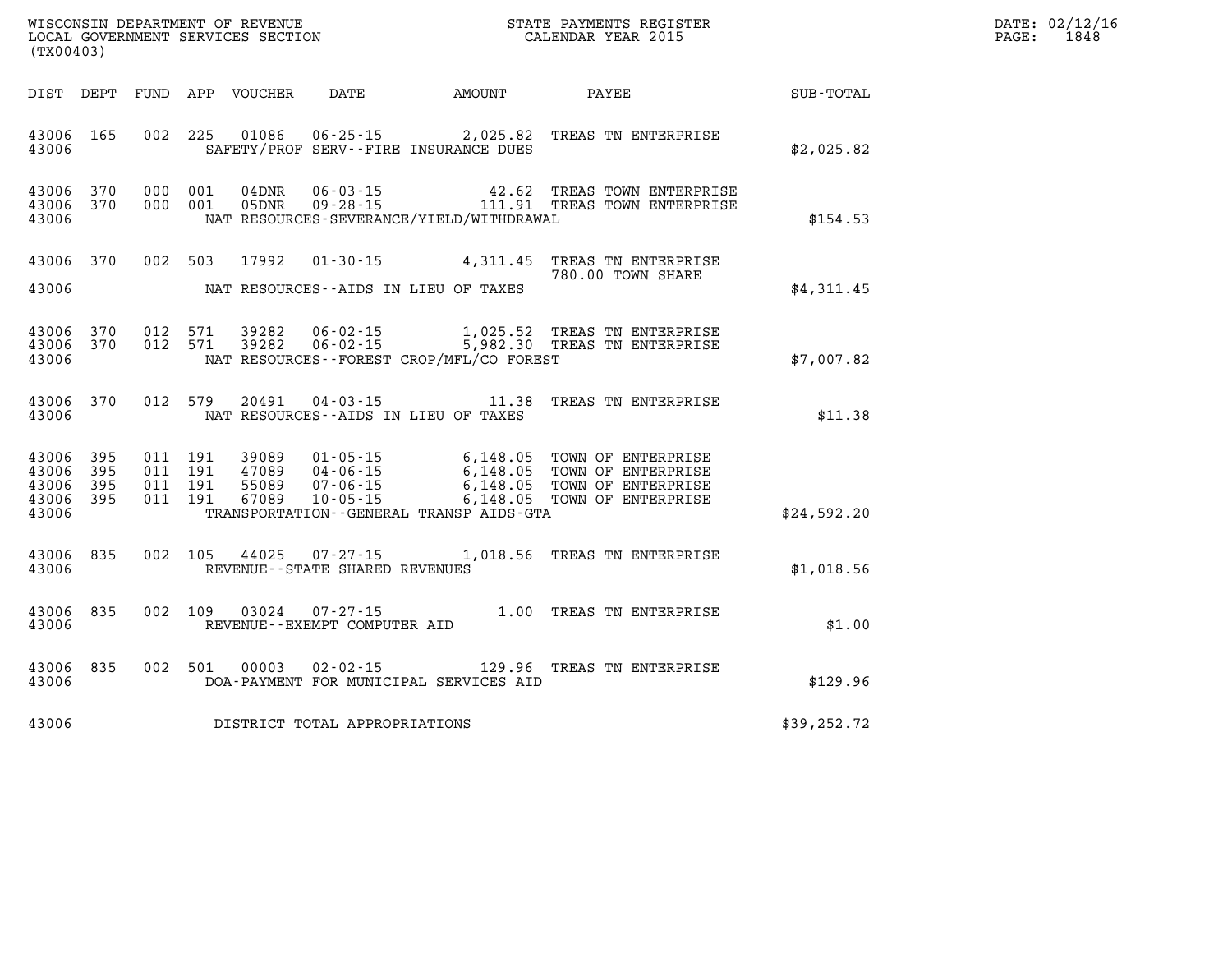WISCONSIN DEPARTMENT OF REVENUE
LOCAL GOVERNMENT SERVICES SECTION
(TX00403)

STATE PAYMENTS REGISTER
CALENDAR YEAR 2015

DATE: 02/12/16
PAGE: 1848

| DIST | DEPT | FUND | APP | VOUCHER | DATE | AMOUNT | PAYEE | SUB-TOTAL |
|---|---|---|---|---|---|---|---|---|
| 43006 | 165 | 002 | 225 | 01086 | 06-25-15 | 2,025.82 | TREAS TN ENTERPRISE | |
| 43006 | | | | | SAFETY/PROF SERV--FIRE INSURANCE DUES | | | $2,025.82 |
| 43006 | 370 | 000 | 001 | 04DNR | 06-03-15 | 42.62 | TREAS TOWN ENTERPRISE | |
| 43006 | 370 | 000 | 001 | 05DNR | 09-28-15 | 111.91 | TREAS TOWN ENTERPRISE | |
| 43006 | | | | | NAT RESOURCES-SEVERANCE/YIELD/WITHDRAWAL | | | $154.53 |
| 43006 | 370 | 002 | 503 | 17992 | 01-30-15 | 4,311.45 | TREAS TN ENTERPRISE 780.00 TOWN SHARE | |
| 43006 | | | | | NAT RESOURCES--AIDS IN LIEU OF TAXES | | | $4,311.45 |
| 43006 | 370 | 012 | 571 | 39282 | 06-02-15 | 1,025.52 | TREAS TN ENTERPRISE | |
| 43006 | 370 | 012 | 571 | 39282 | 06-02-15 | 5,982.30 | TREAS TN ENTERPRISE | |
| 43006 | | | | | NAT RESOURCES--FOREST CROP/MFL/CO FOREST | | | $7,007.82 |
| 43006 | 370 | 012 | 579 | 20491 | 04-03-15 | 11.38 | TREAS TN ENTERPRISE | |
| 43006 | | | | | NAT RESOURCES--AIDS IN LIEU OF TAXES | | | $11.38 |
| 43006 | 395 | 011 | 191 | 39089 | 01-05-15 | 6,148.05 | TOWN OF ENTERPRISE | |
| 43006 | 395 | 011 | 191 | 47089 | 04-06-15 | 6,148.05 | TOWN OF ENTERPRISE | |
| 43006 | 395 | 011 | 191 | 55089 | 07-06-15 | 6,148.05 | TOWN OF ENTERPRISE | |
| 43006 | 395 | 011 | 191 | 67089 | 10-05-15 | 6,148.05 | TOWN OF ENTERPRISE | |
| 43006 | | | | | TRANSPORTATION--GENERAL TRANSP AIDS-GTA | | | $24,592.20 |
| 43006 | 835 | 002 | 105 | 44025 | 07-27-15 | 1,018.56 | TREAS TN ENTERPRISE | |
| 43006 | | | | | REVENUE--STATE SHARED REVENUES | | | $1,018.56 |
| 43006 | 835 | 002 | 109 | 03024 | 07-27-15 | 1.00 | TREAS TN ENTERPRISE | |
| 43006 | | | | | REVENUE--EXEMPT COMPUTER AID | | | $1.00 |
| 43006 | 835 | 002 | 501 | 00003 | 02-02-15 | 129.96 | TREAS TN ENTERPRISE | |
| 43006 | | | | | DOA-PAYMENT FOR MUNICIPAL SERVICES AID | | | $129.96 |
| 43006 | | | | | DISTRICT TOTAL APPROPRIATIONS | | | $39,252.72 |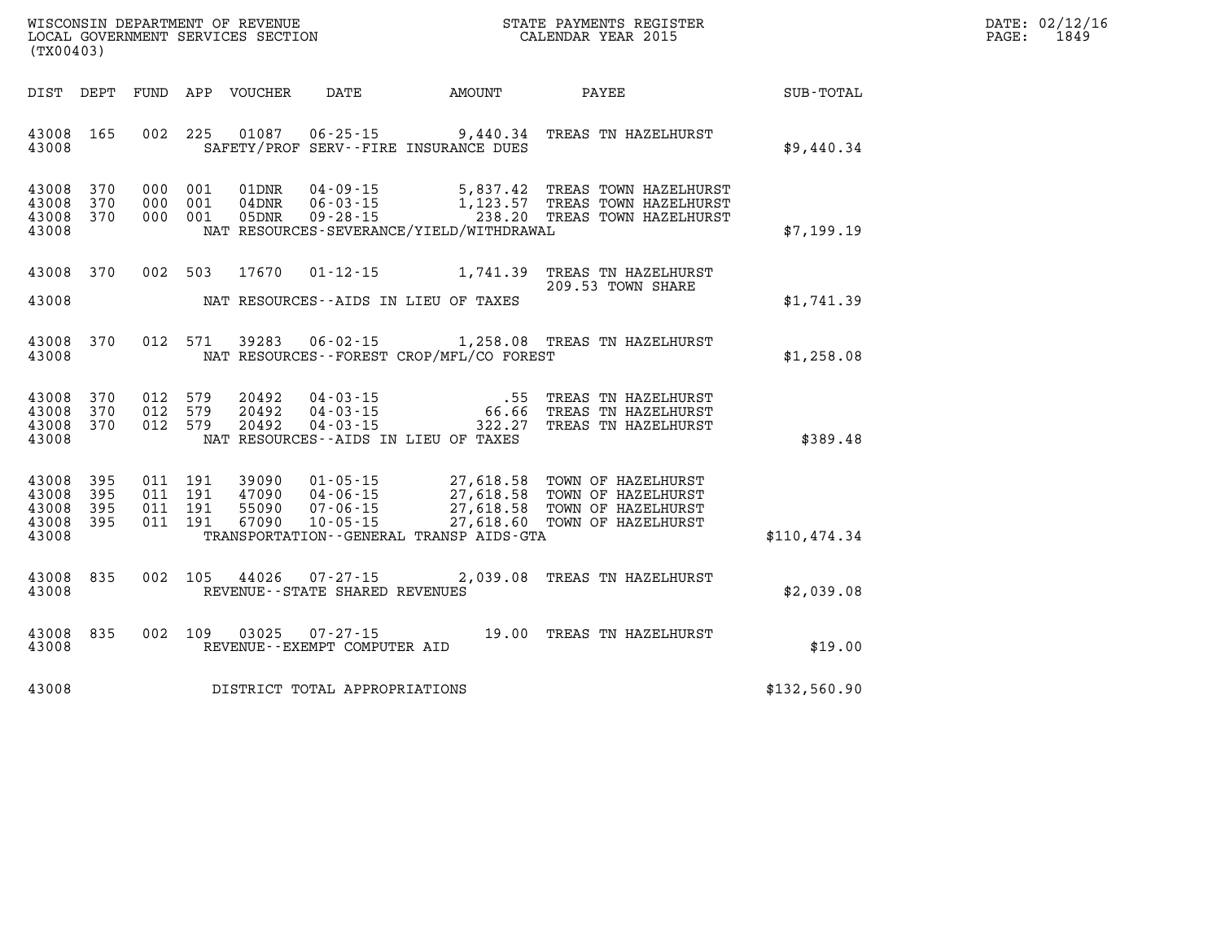WISCONSIN DEPARTMENT OF REVENUE
LOCAL GOVERNMENT SERVICES SECTION
(TX00403)

STATE PAYMENTS REGISTER
CALENDAR YEAR 2015

DATE: 02/12/16
PAGE: 1849

| DIST | DEPT | FUND | APP | VOUCHER | DATE | AMOUNT | PAYEE | SUB-TOTAL |
|---|---|---|---|---|---|---|---|---|
| 43008 | 165 | 002 | 225 | 01087 | 06-25-15 | 9,440.34 | TREAS TN HAZELHURST | |
| 43008 | | | | | SAFETY/PROF SERV--FIRE INSURANCE DUES | | | $9,440.34 |
| 43008 | 370 | 000 | 001 | 01DNR | 04-09-15 | 5,837.42 | TREAS TOWN HAZELHURST | |
| 43008 | 370 | 000 | 001 | 04DNR | 06-03-15 | 1,123.57 | TREAS TOWN HAZELHURST | |
| 43008 | 370 | 000 | 001 | 05DNR | 09-28-15 | 238.20 | TREAS TOWN HAZELHURST | |
| 43008 | | | | | NAT RESOURCES-SEVERANCE/YIELD/WITHDRAWAL | | | $7,199.19 |
| 43008 | 370 | 002 | 503 | 17670 | 01-12-15 | 1,741.39 | TREAS TN HAZELHURST 209.53 TOWN SHARE | |
| 43008 | | | | | NAT RESOURCES--AIDS IN LIEU OF TAXES | | | $1,741.39 |
| 43008 | 370 | 012 | 571 | 39283 | 06-02-15 | 1,258.08 | TREAS TN HAZELHURST | |
| 43008 | | | | | NAT RESOURCES--FOREST CROP/MFL/CO FOREST | | | $1,258.08 |
| 43008 | 370 | 012 | 579 | 20492 | 04-03-15 | .55 | TREAS TN HAZELHURST | |
| 43008 | 370 | 012 | 579 | 20492 | 04-03-15 | 66.66 | TREAS TN HAZELHURST | |
| 43008 | 370 | 012 | 579 | 20492 | 04-03-15 | 322.27 | TREAS TN HAZELHURST | |
| 43008 | | | | | NAT RESOURCES--AIDS IN LIEU OF TAXES | | | $389.48 |
| 43008 | 395 | 011 | 191 | 39090 | 01-05-15 | 27,618.58 | TOWN OF HAZELHURST | |
| 43008 | 395 | 011 | 191 | 47090 | 04-06-15 | 27,618.58 | TOWN OF HAZELHURST | |
| 43008 | 395 | 011 | 191 | 55090 | 07-06-15 | 27,618.58 | TOWN OF HAZELHURST | |
| 43008 | 395 | 011 | 191 | 67090 | 10-05-15 | 27,618.60 | TOWN OF HAZELHURST | |
| 43008 | | | | | TRANSPORTATION--GENERAL TRANSP AIDS-GTA | | | $110,474.34 |
| 43008 | 835 | 002 | 105 | 44026 | 07-27-15 | 2,039.08 | TREAS TN HAZELHURST | |
| 43008 | | | | | REVENUE--STATE SHARED REVENUES | | | $2,039.08 |
| 43008 | 835 | 002 | 109 | 03025 | 07-27-15 | 19.00 | TREAS TN HAZELHURST | |
| 43008 | | | | | REVENUE--EXEMPT COMPUTER AID | | | $19.00 |
| 43008 | | | | | DISTRICT TOTAL APPROPRIATIONS | | | $132,560.90 |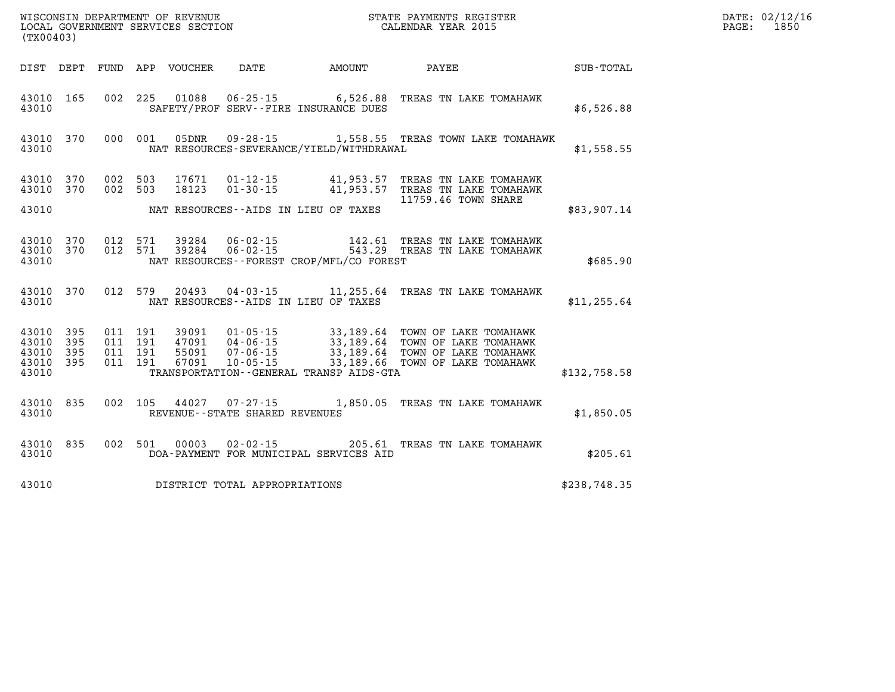WISCONSIN DEPARTMENT OF REVENUE
LOCAL GOVERNMENT SERVICES SECTION
(TX00403)

STATE PAYMENTS REGISTER
CALENDAR YEAR 2015

DATE: 02/12/16
PAGE: 1850

| DIST | DEPT | FUND | APP | VOUCHER | DATE | AMOUNT | PAYEE | SUB-TOTAL |
|---|---|---|---|---|---|---|---|---|
| 43010 | 165 | 002 | 225 | 01088 | 06-25-15 | 6,526.88 | TREAS TN LAKE TOMAHAWK | |
| 43010 | | | | SAFETY/PROF SERV--FIRE INSURANCE DUES | | | | $6,526.88 |
| 43010 | 370 | 000 | 001 | 05DNR | 09-28-15 | 1,558.55 | TREAS TOWN LAKE TOMAHAWK | |
| 43010 | | | | NAT RESOURCES-SEVERANCE/YIELD/WITHDRAWAL | | | | $1,558.55 |
| 43010 | 370 | 002 | 503 | 17671 | 01-12-15 | 41,953.57 | TREAS TN LAKE TOMAHAWK | |
| 43010 | 370 | 002 | 503 | 18123 | 01-30-15 | 41,953.57 | TREAS TN LAKE TOMAHAWK | |
| | | | | | | | 11759.46 TOWN SHARE | |
| 43010 | | | | NAT RESOURCES--AIDS IN LIEU OF TAXES | | | | $83,907.14 |
| 43010 | 370 | 012 | 571 | 39284 | 06-02-15 | 142.61 | TREAS TN LAKE TOMAHAWK | |
| 43010 | 370 | 012 | 571 | 39284 | 06-02-15 | 543.29 | TREAS TN LAKE TOMAHAWK | |
| 43010 | | | | NAT RESOURCES--FOREST CROP/MFL/CO FOREST | | | | $685.90 |
| 43010 | 370 | 012 | 579 | 20493 | 04-03-15 | 11,255.64 | TREAS TN LAKE TOMAHAWK | |
| 43010 | | | | NAT RESOURCES--AIDS IN LIEU OF TAXES | | | | $11,255.64 |
| 43010 | 395 | 011 | 191 | 39091 | 01-05-15 | 33,189.64 | TOWN OF LAKE TOMAHAWK | |
| 43010 | 395 | 011 | 191 | 47091 | 04-06-15 | 33,189.64 | TOWN OF LAKE TOMAHAWK | |
| 43010 | 395 | 011 | 191 | 55091 | 07-06-15 | 33,189.64 | TOWN OF LAKE TOMAHAWK | |
| 43010 | 395 | 011 | 191 | 67091 | 10-05-15 | 33,189.66 | TOWN OF LAKE TOMAHAWK | |
| 43010 | | | | TRANSPORTATION--GENERAL TRANSP AIDS-GTA | | | | $132,758.58 |
| 43010 | 835 | 002 | 105 | 44027 | 07-27-15 | 1,850.05 | TREAS TN LAKE TOMAHAWK | |
| 43010 | | | | REVENUE--STATE SHARED REVENUES | | | | $1,850.05 |
| 43010 | 835 | 002 | 501 | 00003 | 02-02-15 | 205.61 | TREAS TN LAKE TOMAHAWK | |
| 43010 | | | | DOA-PAYMENT FOR MUNICIPAL SERVICES AID | | | | $205.61 |
| 43010 | | | | DISTRICT TOTAL APPROPRIATIONS | | | | $238,748.35 |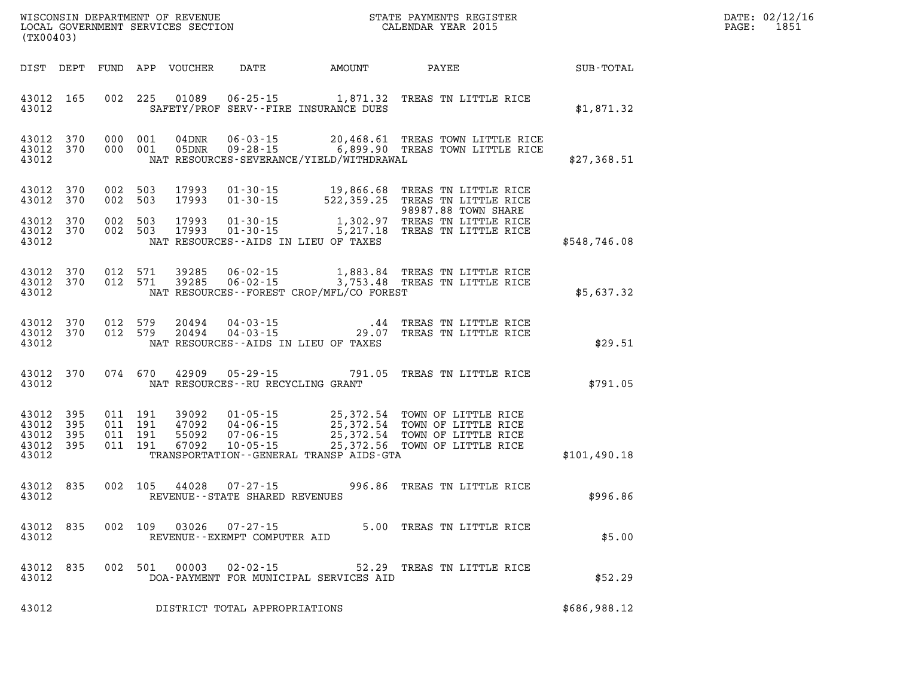WISCONSIN DEPARTMENT OF REVENUE
LOCAL GOVERNMENT SERVICES SECTION
(TX00403)

STATE PAYMENTS REGISTER
CALENDAR YEAR 2015

DATE: 02/12/16
PAGE: 1851

| DIST | DEPT | FUND | APP | VOUCHER | DATE | AMOUNT | PAYEE | SUB-TOTAL |
|---|---|---|---|---|---|---|---|---|
| 43012 | 165 | 002 | 225 | 01089 | 06-25-15 | 1,871.32 | TREAS TN LITTLE RICE | |
| 43012 | | | | | SAFETY/PROF SERV--FIRE INSURANCE DUES | | | $1,871.32 |
| 43012 | 370 | 000 | 001 | 04DNR | 06-03-15 | 20,468.61 | TREAS TOWN LITTLE RICE | |
| 43012 | 370 | 000 | 001 | 05DNR | 09-28-15 | 6,899.90 | TREAS TOWN LITTLE RICE | |
| 43012 | | | | | NAT RESOURCES-SEVERANCE/YIELD/WITHDRAWAL | | | $27,368.51 |
| 43012 | 370 | 002 | 503 | 17993 | 01-30-15 | 19,866.68 | TREAS TN LITTLE RICE | |
| 43012 | 370 | 002 | 503 | 17993 | 01-30-15 | 522,359.25 | TREAS TN LITTLE RICE 98987.88 TOWN SHARE | |
| 43012 | 370 | 002 | 503 | 17993 | 01-30-15 | 1,302.97 | TREAS TN LITTLE RICE | |
| 43012 | 370 | 002 | 503 | 17993 | 01-30-15 | 5,217.18 | TREAS TN LITTLE RICE | |
| 43012 | | | | | NAT RESOURCES--AIDS IN LIEU OF TAXES | | | $548,746.08 |
| 43012 | 370 | 012 | 571 | 39285 | 06-02-15 | 1,883.84 | TREAS TN LITTLE RICE | |
| 43012 | 370 | 012 | 571 | 39285 | 06-02-15 | 3,753.48 | TREAS TN LITTLE RICE | |
| 43012 | | | | | NAT RESOURCES--FOREST CROP/MFL/CO FOREST | | | $5,637.32 |
| 43012 | 370 | 012 | 579 | 20494 | 04-03-15 | .44 | TREAS TN LITTLE RICE | |
| 43012 | 370 | 012 | 579 | 20494 | 04-03-15 | 29.07 | TREAS TN LITTLE RICE | |
| 43012 | | | | | NAT RESOURCES--AIDS IN LIEU OF TAXES | | | $29.51 |
| 43012 | 370 | 074 | 670 | 42909 | 05-29-15 | 791.05 | TREAS TN LITTLE RICE | |
| 43012 | | | | | NAT RESOURCES--RU RECYCLING GRANT | | | $791.05 |
| 43012 | 395 | 011 | 191 | 39092 | 01-05-15 | 25,372.54 | TOWN OF LITTLE RICE | |
| 43012 | 395 | 011 | 191 | 47092 | 04-06-15 | 25,372.54 | TOWN OF LITTLE RICE | |
| 43012 | 395 | 011 | 191 | 55092 | 07-06-15 | 25,372.54 | TOWN OF LITTLE RICE | |
| 43012 | 395 | 011 | 191 | 67092 | 10-05-15 | 25,372.56 | TOWN OF LITTLE RICE | |
| 43012 | | | | | TRANSPORTATION--GENERAL TRANSP AIDS-GTA | | | $101,490.18 |
| 43012 | 835 | 002 | 105 | 44028 | 07-27-15 | 996.86 | TREAS TN LITTLE RICE | |
| 43012 | | | | | REVENUE--STATE SHARED REVENUES | | | $996.86 |
| 43012 | 835 | 002 | 109 | 03026 | 07-27-15 | 5.00 | TREAS TN LITTLE RICE | |
| 43012 | | | | | REVENUE--EXEMPT COMPUTER AID | | | $5.00 |
| 43012 | 835 | 002 | 501 | 00003 | 02-02-15 | 52.29 | TREAS TN LITTLE RICE | |
| 43012 | | | | | DOA-PAYMENT FOR MUNICIPAL SERVICES AID | | | $52.29 |
| 43012 | | | | | DISTRICT TOTAL APPROPRIATIONS | | | $686,988.12 |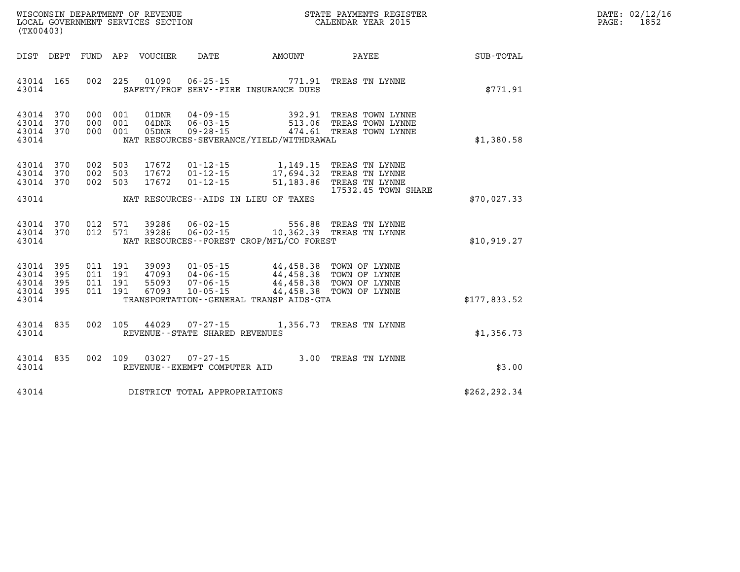WISCONSIN DEPARTMENT OF REVENUE
LOCAL GOVERNMENT SERVICES SECTION
(TX00403)

STATE PAYMENTS REGISTER
CALENDAR YEAR 2015

DATE: 02/12/16
PAGE: 1852

| DIST | DEPT | FUND | APP | VOUCHER | DATE | AMOUNT | PAYEE | SUB-TOTAL |
|---|---|---|---|---|---|---|---|---|
| 43014 | 165 | 002 | 225 | 01090 | 06-25-15 | 771.91 | TREAS TN LYNNE | |
| 43014 | | | | | SAFETY/PROF SERV--FIRE INSURANCE DUES | | | $771.91 |
| 43014 | 370 | 000 | 001 | 01DNR | 04-09-15 | 392.91 | TREAS TOWN LYNNE | |
| 43014 | 370 | 000 | 001 | 04DNR | 06-03-15 | 513.06 | TREAS TOWN LYNNE | |
| 43014 | 370 | 000 | 001 | 05DNR | 09-28-15 | 474.61 | TREAS TOWN LYNNE | |
| 43014 | | | | | NAT RESOURCES-SEVERANCE/YIELD/WITHDRAWAL | | | $1,380.58 |
| 43014 | 370 | 002 | 503 | 17672 | 01-12-15 | 1,149.15 | TREAS TN LYNNE | |
| 43014 | 370 | 002 | 503 | 17672 | 01-12-15 | 17,694.32 | TREAS TN LYNNE | |
| 43014 | 370 | 002 | 503 | 17672 | 01-12-15 | 51,183.86 | TREAS TN LYNNE 17532.45 TOWN SHARE | |
| 43014 | | | | | NAT RESOURCES--AIDS IN LIEU OF TAXES | | | $70,027.33 |
| 43014 | 370 | 012 | 571 | 39286 | 06-02-15 | 556.88 | TREAS TN LYNNE | |
| 43014 | 370 | 012 | 571 | 39286 | 06-02-15 | 10,362.39 | TREAS TN LYNNE | |
| 43014 | | | | | NAT RESOURCES--FOREST CROP/MFL/CO FOREST | | | $10,919.27 |
| 43014 | 395 | 011 | 191 | 39093 | 01-05-15 | 44,458.38 | TOWN OF LYNNE | |
| 43014 | 395 | 011 | 191 | 47093 | 04-06-15 | 44,458.38 | TOWN OF LYNNE | |
| 43014 | 395 | 011 | 191 | 55093 | 07-06-15 | 44,458.38 | TOWN OF LYNNE | |
| 43014 | 395 | 011 | 191 | 67093 | 10-05-15 | 44,458.38 | TOWN OF LYNNE | |
| 43014 | | | | | TRANSPORTATION--GENERAL TRANSP AIDS-GTA | | | $177,833.52 |
| 43014 | 835 | 002 | 105 | 44029 | 07-27-15 | 1,356.73 | TREAS TN LYNNE | |
| 43014 | | | | | REVENUE--STATE SHARED REVENUES | | | $1,356.73 |
| 43014 | 835 | 002 | 109 | 03027 | 07-27-15 | 3.00 | TREAS TN LYNNE | |
| 43014 | | | | | REVENUE--EXEMPT COMPUTER AID | | | $3.00 |
| 43014 | | | | | DISTRICT TOTAL APPROPRIATIONS | | | $262,292.34 |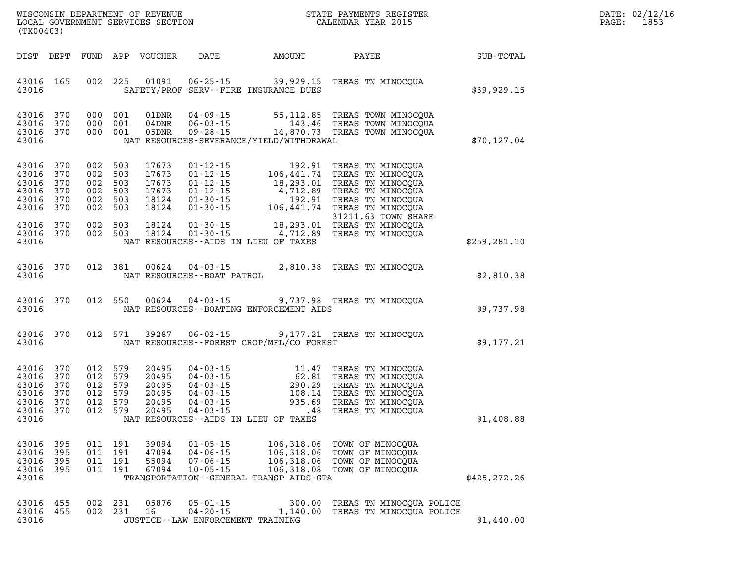WISCONSIN DEPARTMENT OF REVENUE
LOCAL GOVERNMENT SERVICES SECTION
(TX00403)

STATE PAYMENTS REGISTER
CALENDAR YEAR 2015

DATE: 02/12/16

| DIST | DEPT | FUND | APP | VOUCHER | DATE | AMOUNT | PAYEE | SUB-TOTAL |
|---|---|---|---|---|---|---|---|---|
| 43016 | 165 | 002 | 225 | 01091 | 06-25-15 | 39,929.15 | TREAS TN MINOCQUA | |
| 43016 | | | | | SAFETY/PROF SERV--FIRE INSURANCE DUES | | | $39,929.15 |
| 43016 | 370 | 000 | 001 | 01DNR | 04-09-15 | 55,112.85 | TREAS TOWN MINOCQUA | |
| 43016 | 370 | 000 | 001 | 04DNR | 06-03-15 | 143.46 | TREAS TOWN MINOCQUA | |
| 43016 | 370 | 000 | 001 | 05DNR | 09-28-15 | 14,870.73 | TREAS TOWN MINOCQUA | |
| 43016 | | | | | NAT RESOURCES-SEVERANCE/YIELD/WITHDRAWAL | | | $70,127.04 |
| 43016 | 370 | 002 | 503 | 17673 | 01-12-15 | 192.91 | TREAS TN MINOCQUA | |
| 43016 | 370 | 002 | 503 | 17673 | 01-12-15 | 106,441.74 | TREAS TN MINOCQUA | |
| 43016 | 370 | 002 | 503 | 17673 | 01-12-15 | 18,293.01 | TREAS TN MINOCQUA | |
| 43016 | 370 | 002 | 503 | 17673 | 01-12-15 | 4,712.89 | TREAS TN MINOCQUA | |
| 43016 | 370 | 002 | 503 | 18124 | 01-30-15 | 192.91 | TREAS TN MINOCQUA | |
| 43016 | 370 | 002 | 503 | 18124 | 01-30-15 | 106,441.74 | TREAS TN MINOCQUA 31211.63 TOWN SHARE | |
| 43016 | 370 | 002 | 503 | 18124 | 01-30-15 | 18,293.01 | TREAS TN MINOCQUA | |
| 43016 | 370 | 002 | 503 | 18124 | 01-30-15 | 4,712.89 | TREAS TN MINOCQUA | |
| 43016 | | | | | NAT RESOURCES--AIDS IN LIEU OF TAXES | | | $259,281.10 |
| 43016 | 370 | 012 | 381 | 00624 | 04-03-15 | 2,810.38 | TREAS TN MINOCQUA | |
| 43016 | | | | | NAT RESOURCES--BOAT PATROL | | | $2,810.38 |
| 43016 | 370 | 012 | 550 | 00624 | 04-03-15 | 9,737.98 | TREAS TN MINOCQUA | |
| 43016 | | | | | NAT RESOURCES--BOATING ENFORCEMENT AIDS | | | $9,737.98 |
| 43016 | 370 | 012 | 571 | 39287 | 06-02-15 | 9,177.21 | TREAS TN MINOCQUA | |
| 43016 | | | | | NAT RESOURCES--FOREST CROP/MFL/CO FOREST | | | $9,177.21 |
| 43016 | 370 | 012 | 579 | 20495 | 04-03-15 | 11.47 | TREAS TN MINOCQUA | |
| 43016 | 370 | 012 | 579 | 20495 | 04-03-15 | 62.81 | TREAS TN MINOCQUA | |
| 43016 | 370 | 012 | 579 | 20495 | 04-03-15 | 290.29 | TREAS TN MINOCQUA | |
| 43016 | 370 | 012 | 579 | 20495 | 04-03-15 | 108.14 | TREAS TN MINOCQUA | |
| 43016 | 370 | 012 | 579 | 20495 | 04-03-15 | 935.69 | TREAS TN MINOCQUA | |
| 43016 | 370 | 012 | 579 | 20495 | 04-03-15 | .48 | TREAS TN MINOCQUA | |
| 43016 | | | | | NAT RESOURCES--AIDS IN LIEU OF TAXES | | | $1,408.88 |
| 43016 | 395 | 011 | 191 | 39094 | 01-05-15 | 106,318.06 | TOWN OF MINOCQUA | |
| 43016 | 395 | 011 | 191 | 47094 | 04-06-15 | 106,318.06 | TOWN OF MINOCQUA | |
| 43016 | 395 | 011 | 191 | 55094 | 07-06-15 | 106,318.06 | TOWN OF MINOCQUA | |
| 43016 | 395 | 011 | 191 | 67094 | 10-05-15 | 106,318.08 | TOWN OF MINOCQUA | |
| 43016 | | | | | TRANSPORTATION--GENERAL TRANSP AIDS-GTA | | | $425,272.26 |
| 43016 | 455 | 002 | 231 | 05876 | 05-01-15 | 300.00 | TREAS TN MINOCQUA POLICE | |
| 43016 | 455 | 002 | 231 | 16 | 04-20-15 | 1,140.00 | TREAS TN MINOCQUA POLICE | |
| 43016 | | | | | JUSTICE--LAW ENFORCEMENT TRAINING | | | $1,440.00 |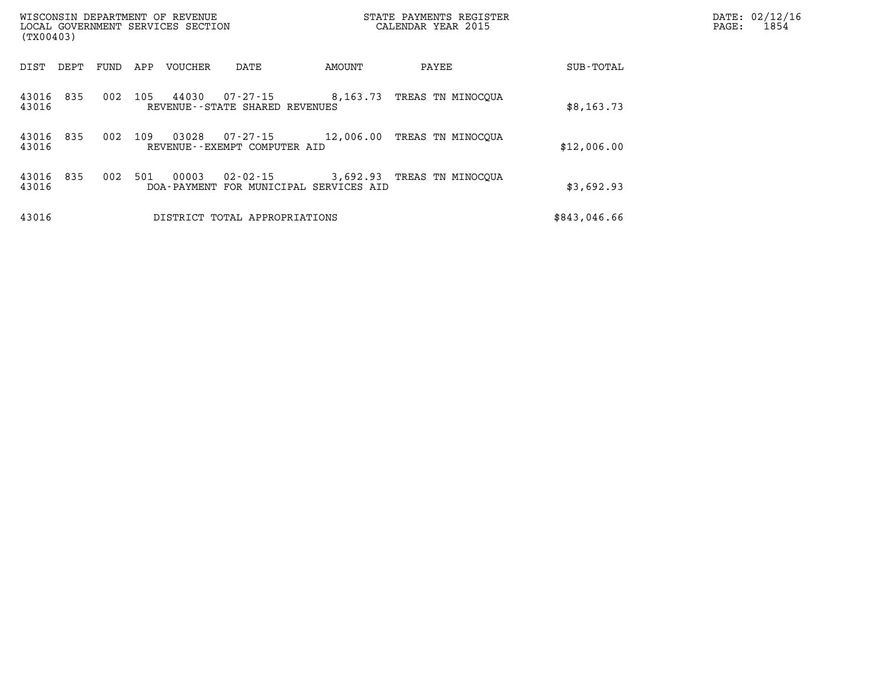WISCONSIN DEPARTMENT OF REVENUE
LOCAL GOVERNMENT SERVICES SECTION
(TX00403)

STATE PAYMENTS REGISTER
CALENDAR YEAR 2015

DATE: 02/12/16
PAGE: 1854

| DIST | DEPT | FUND | APP | VOUCHER | DATE | AMOUNT | PAYEE | SUB-TOTAL |
|---|---|---|---|---|---|---|---|---|
| 43016 | 835 | 002 | 105 | 44030 | 07-27-15 | 8,163.73 | TREAS TN MINOCQUA | |
| 43016 | | | | REVENUE--STATE SHARED REVENUES | | | | $8,163.73 |
| 43016 | 835 | 002 | 109 | 03028 | 07-27-15 | 12,006.00 | TREAS TN MINOCQUA | |
| 43016 | | | | REVENUE--EXEMPT COMPUTER AID | | | | $12,006.00 |
| 43016 | 835 | 002 | 501 | 00003 | 02-02-15 | 3,692.93 | TREAS TN MINOCQUA | |
| 43016 | | | | DOA-PAYMENT FOR MUNICIPAL SERVICES AID | | | | $3,692.93 |
| 43016 | | | | DISTRICT TOTAL APPROPRIATIONS | | | | $843,046.66 |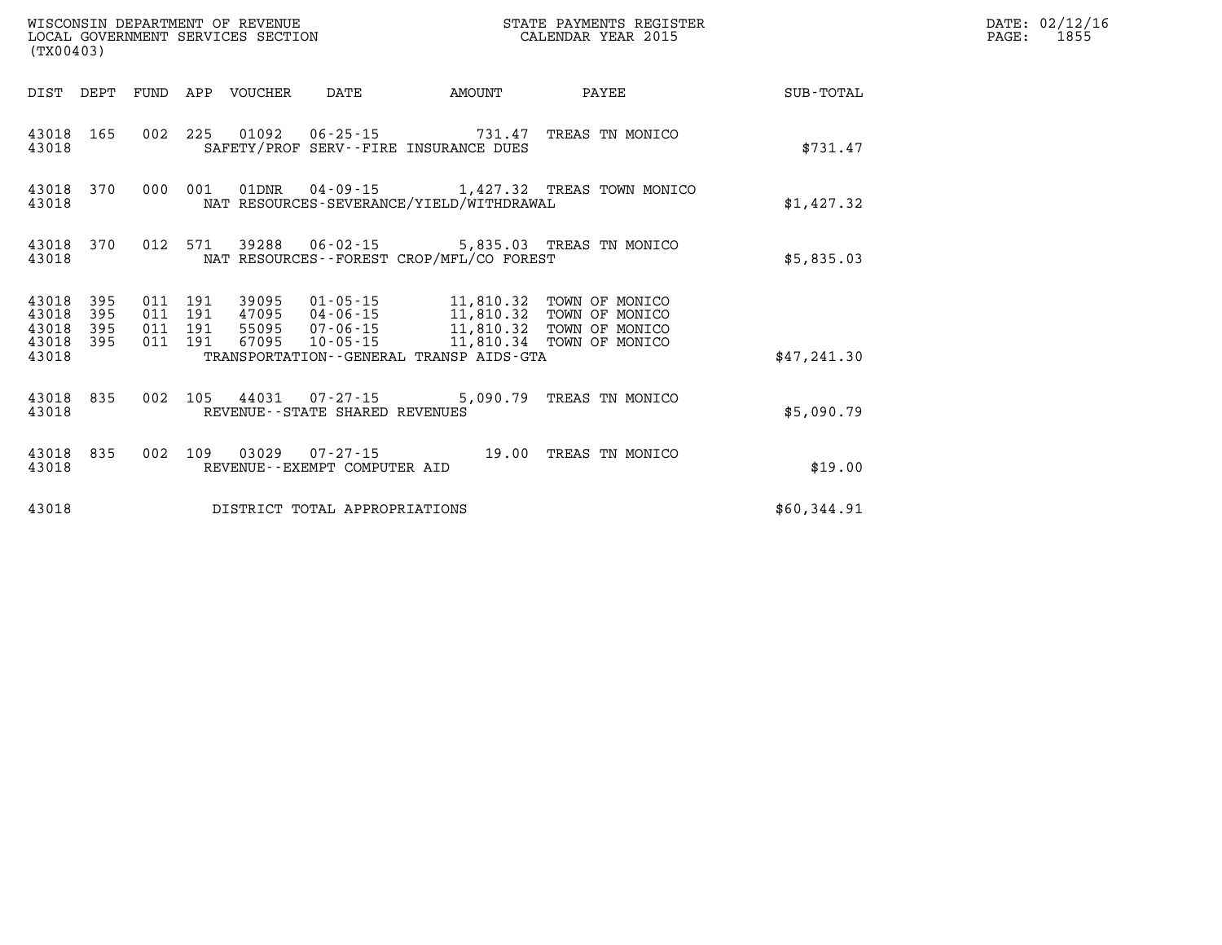WISCONSIN DEPARTMENT OF REVENUE
LOCAL GOVERNMENT SERVICES SECTION
(TX00403)

STATE PAYMENTS REGISTER
CALENDAR YEAR 2015

DATE: 02/12/16

| DIST | DEPT | FUND | APP | VOUCHER | DATE | AMOUNT | PAYEE | SUB-TOTAL |
|---|---|---|---|---|---|---|---|---|
| 43018 | 165 | 002 | 225 | 01092 | 06-25-15 | 731.47 | TREAS TN MONICO | |
| 43018 | | | | SAFETY/PROF SERV--FIRE INSURANCE DUES | | | | $731.47 |
| 43018 | 370 | 000 | 001 | 01DNR | 04-09-15 | 1,427.32 | TREAS TOWN MONICO | |
| 43018 | | | | NAT RESOURCES-SEVERANCE/YIELD/WITHDRAWAL | | | | $1,427.32 |
| 43018 | 370 | 012 | 571 | 39288 | 06-02-15 | 5,835.03 | TREAS TN MONICO | |
| 43018 | | | | NAT RESOURCES--FOREST CROP/MFL/CO FOREST | | | | $5,835.03 |
| 43018 | 395 | 011 | 191 | 39095 | 01-05-15 | 11,810.32 | TOWN OF MONICO | |
| 43018 | 395 | 011 | 191 | 47095 | 04-06-15 | 11,810.32 | TOWN OF MONICO | |
| 43018 | 395 | 011 | 191 | 55095 | 07-06-15 | 11,810.32 | TOWN OF MONICO | |
| 43018 | 395 | 011 | 191 | 67095 | 10-05-15 | 11,810.34 | TOWN OF MONICO | |
| 43018 | | | | TRANSPORTATION--GENERAL TRANSP AIDS-GTA | | | | $47,241.30 |
| 43018 | 835 | 002 | 105 | 44031 | 07-27-15 | 5,090.79 | TREAS TN MONICO | |
| 43018 | | | | REVENUE--STATE SHARED REVENUES | | | | $5,090.79 |
| 43018 | 835 | 002 | 109 | 03029 | 07-27-15 | 19.00 | TREAS TN MONICO | |
| 43018 | | | | REVENUE--EXEMPT COMPUTER AID | | | | $19.00 |
| 43018 | | | | DISTRICT TOTAL APPROPRIATIONS | | | | $60,344.91 |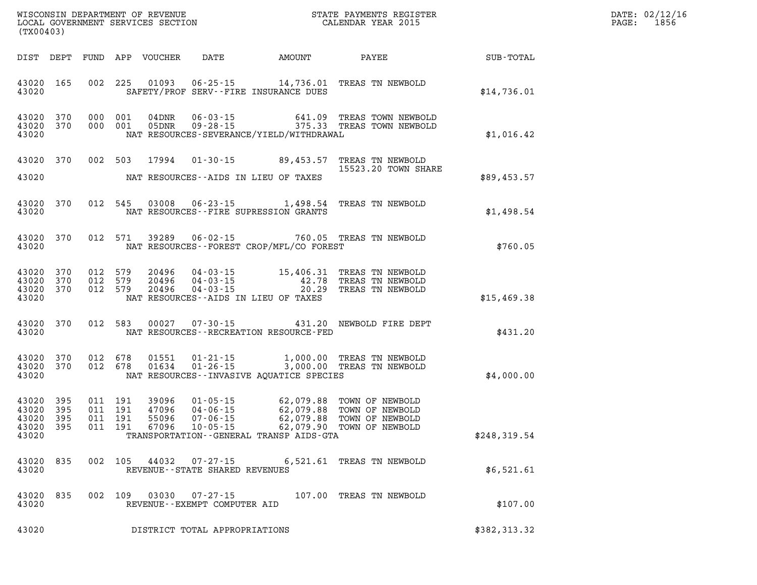WISCONSIN DEPARTMENT OF REVENUE
LOCAL GOVERNMENT SERVICES SECTION
(TX00403)

STATE PAYMENTS REGISTER
CALENDAR YEAR 2015

DATE: 02/12/16

| DIST | DEPT | FUND | APP | VOUCHER | DATE | AMOUNT | PAYEE | SUB-TOTAL |
|---|---|---|---|---|---|---|---|---|
| 43020 | 165 | 002 | 225 | 01093 | 06-25-15 | 14,736.01 | TREAS TN NEWBOLD | |
| 43020 | | | | SAFETY/PROF SERV--FIRE INSURANCE DUES | | | | $14,736.01 |
| 43020 | 370 | 000 | 001 | 04DNR | 06-03-15 | 641.09 | TREAS TOWN NEWBOLD | |
| 43020 | 370 | 000 | 001 | 05DNR | 09-28-15 | 375.33 | TREAS TOWN NEWBOLD | |
| 43020 | | | | NAT RESOURCES-SEVERANCE/YIELD/WITHDRAWAL | | | | $1,016.42 |
| 43020 | 370 | 002 | 503 | 17994 | 01-30-15 | 89,453.57 | TREAS TN NEWBOLD 15523.20 TOWN SHARE | |
| 43020 | | | | NAT RESOURCES--AIDS IN LIEU OF TAXES | | | | $89,453.57 |
| 43020 | 370 | 012 | 545 | 03008 | 06-23-15 | 1,498.54 | TREAS TN NEWBOLD | |
| 43020 | | | | NAT RESOURCES--FIRE SUPRESSION GRANTS | | | | $1,498.54 |
| 43020 | 370 | 012 | 571 | 39289 | 06-02-15 | 760.05 | TREAS TN NEWBOLD | |
| 43020 | | | | NAT RESOURCES--FOREST CROP/MFL/CO FOREST | | | | $760.05 |
| 43020 | 370 | 012 | 579 | 20496 | 04-03-15 | 15,406.31 | TREAS TN NEWBOLD | |
| 43020 | 370 | 012 | 579 | 20496 | 04-03-15 | 42.78 | TREAS TN NEWBOLD | |
| 43020 | 370 | 012 | 579 | 20496 | 04-03-15 | 20.29 | TREAS TN NEWBOLD | |
| 43020 | | | | NAT RESOURCES--AIDS IN LIEU OF TAXES | | | | $15,469.38 |
| 43020 | 370 | 012 | 583 | 00027 | 07-30-15 | 431.20 | NEWBOLD FIRE DEPT | |
| 43020 | | | | NAT RESOURCES--RECREATION RESOURCE-FED | | | | $431.20 |
| 43020 | 370 | 012 | 678 | 01551 | 01-21-15 | 1,000.00 | TREAS TN NEWBOLD | |
| 43020 | 370 | 012 | 678 | 01634 | 01-26-15 | 3,000.00 | TREAS TN NEWBOLD | |
| 43020 | | | | NAT RESOURCES--INVASIVE AQUATICE SPECIES | | | | $4,000.00 |
| 43020 | 395 | 011 | 191 | 39096 | 01-05-15 | 62,079.88 | TOWN OF NEWBOLD | |
| 43020 | 395 | 011 | 191 | 47096 | 04-06-15 | 62,079.88 | TOWN OF NEWBOLD | |
| 43020 | 395 | 011 | 191 | 55096 | 07-06-15 | 62,079.88 | TOWN OF NEWBOLD | |
| 43020 | 395 | 011 | 191 | 67096 | 10-05-15 | 62,079.90 | TOWN OF NEWBOLD | |
| 43020 | | | | TRANSPORTATION--GENERAL TRANSP AIDS-GTA | | | | $248,319.54 |
| 43020 | 835 | 002 | 105 | 44032 | 07-27-15 | 6,521.61 | TREAS TN NEWBOLD | |
| 43020 | | | | REVENUE--STATE SHARED REVENUES | | | | $6,521.61 |
| 43020 | 835 | 002 | 109 | 03030 | 07-27-15 | 107.00 | TREAS TN NEWBOLD | |
| 43020 | | | | REVENUE--EXEMPT COMPUTER AID | | | | $107.00 |
| 43020 | | | | DISTRICT TOTAL APPROPRIATIONS | | | | $382,313.32 |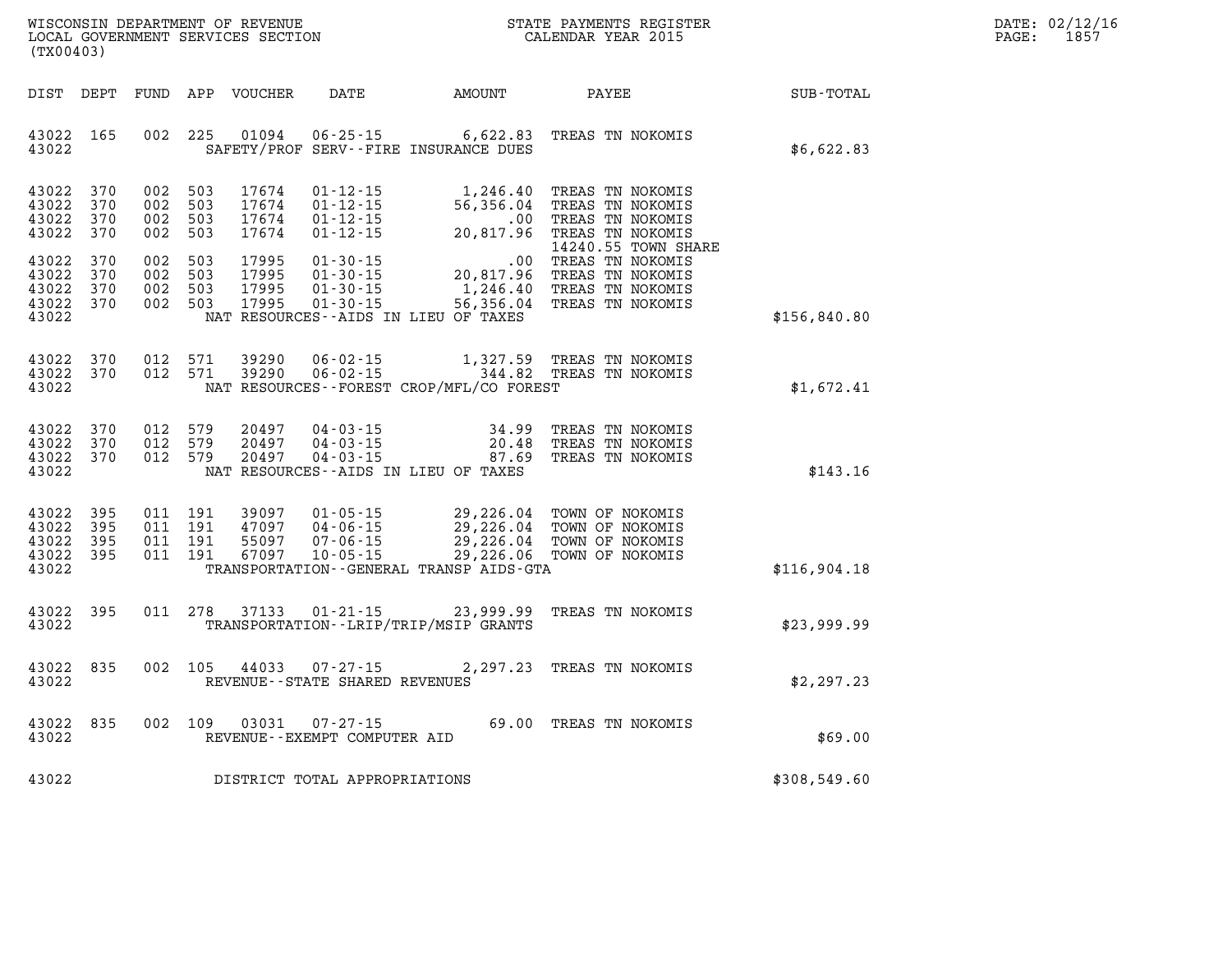WISCONSIN DEPARTMENT OF REVENUE
LOCAL GOVERNMENT SERVICES SECTION
(TX00403)

STATE PAYMENTS REGISTER
CALENDAR YEAR 2015

DATE: 02/12/16
PAGE: 1857

| DIST | DEPT | FUND | APP | VOUCHER | DATE | AMOUNT | PAYEE | SUB-TOTAL |
|---|---|---|---|---|---|---|---|---|
| 43022 | 165 | 002 | 225 | 01094 | 06-25-15 | 6,622.83 | TREAS TN NOKOMIS | |
| 43022 | | | | | SAFETY/PROF SERV--FIRE INSURANCE DUES | | | $6,622.83 |
| 43022 | 370 | 002 | 503 | 17674 | 01-12-15 | 1,246.40 | TREAS TN NOKOMIS | |
| 43022 | 370 | 002 | 503 | 17674 | 01-12-15 | 56,356.04 | TREAS TN NOKOMIS | |
| 43022 | 370 | 002 | 503 | 17674 | 01-12-15 | .00 | TREAS TN NOKOMIS | |
| 43022 | 370 | 002 | 503 | 17674 | 01-12-15 | 20,817.96 | TREAS TN NOKOMIS 14240.55 TOWN SHARE | |
| 43022 | 370 | 002 | 503 | 17995 | 01-30-15 | .00 | TREAS TN NOKOMIS | |
| 43022 | 370 | 002 | 503 | 17995 | 01-30-15 | 20,817.96 | TREAS TN NOKOMIS | |
| 43022 | 370 | 002 | 503 | 17995 | 01-30-15 | 1,246.40 | TREAS TN NOKOMIS | |
| 43022 | 370 | 002 | 503 | 17995 | 01-30-15 | 56,356.04 | TREAS TN NOKOMIS | |
| 43022 | | | | | NAT RESOURCES--AIDS IN LIEU OF TAXES | | | $156,840.80 |
| 43022 | 370 | 012 | 571 | 39290 | 06-02-15 | 1,327.59 | TREAS TN NOKOMIS | |
| 43022 | 370 | 012 | 571 | 39290 | 06-02-15 | 344.82 | TREAS TN NOKOMIS | |
| 43022 | | | | | NAT RESOURCES--FOREST CROP/MFL/CO FOREST | | | $1,672.41 |
| 43022 | 370 | 012 | 579 | 20497 | 04-03-15 | 34.99 | TREAS TN NOKOMIS | |
| 43022 | 370 | 012 | 579 | 20497 | 04-03-15 | 20.48 | TREAS TN NOKOMIS | |
| 43022 | 370 | 012 | 579 | 20497 | 04-03-15 | 87.69 | TREAS TN NOKOMIS | |
| 43022 | | | | | NAT RESOURCES--AIDS IN LIEU OF TAXES | | | $143.16 |
| 43022 | 395 | 011 | 191 | 39097 | 01-05-15 | 29,226.04 | TOWN OF NOKOMIS | |
| 43022 | 395 | 011 | 191 | 47097 | 04-06-15 | 29,226.04 | TOWN OF NOKOMIS | |
| 43022 | 395 | 011 | 191 | 55097 | 07-06-15 | 29,226.04 | TOWN OF NOKOMIS | |
| 43022 | 395 | 011 | 191 | 67097 | 10-05-15 | 29,226.06 | TOWN OF NOKOMIS | |
| 43022 | | | | | TRANSPORTATION--GENERAL TRANSP AIDS-GTA | | | $116,904.18 |
| 43022 | 395 | 011 | 278 | 37133 | 01-21-15 | 23,999.99 | TREAS TN NOKOMIS | |
| 43022 | | | | | TRANSPORTATION--LRIP/TRIP/MSIP GRANTS | | | $23,999.99 |
| 43022 | 835 | 002 | 105 | 44033 | 07-27-15 | 2,297.23 | TREAS TN NOKOMIS | |
| 43022 | | | | | REVENUE--STATE SHARED REVENUES | | | $2,297.23 |
| 43022 | 835 | 002 | 109 | 03031 | 07-27-15 | 69.00 | TREAS TN NOKOMIS | |
| 43022 | | | | | REVENUE--EXEMPT COMPUTER AID | | | $69.00 |
| 43022 | | | | | DISTRICT TOTAL APPROPRIATIONS | | | $308,549.60 |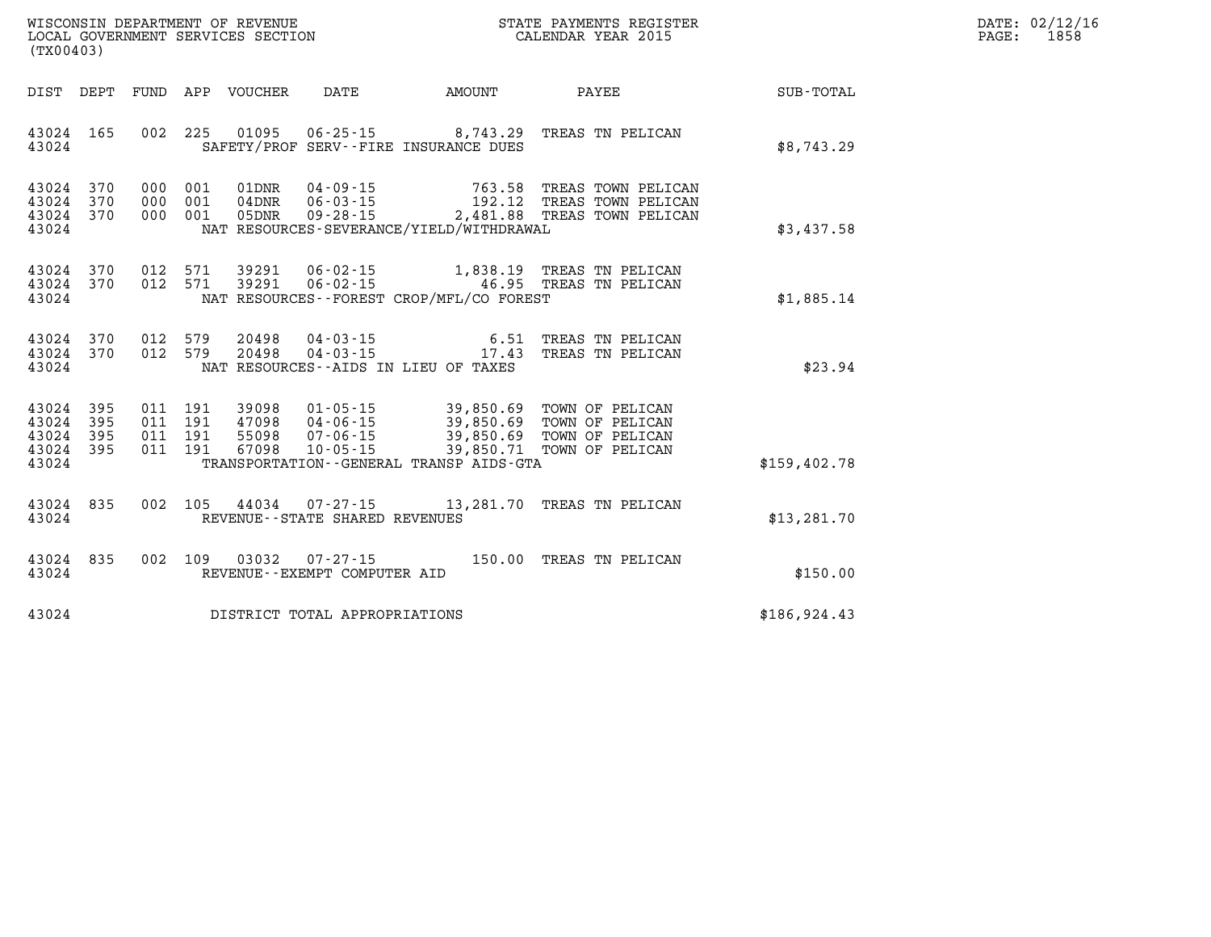WISCONSIN DEPARTMENT OF REVENUE
LOCAL GOVERNMENT SERVICES SECTION
(TX00403)

STATE PAYMENTS REGISTER
CALENDAR YEAR 2015

DATE: 02/12/16
PAGE: 1858

| DIST | DEPT | FUND | APP | VOUCHER | DATE | AMOUNT | PAYEE | SUB-TOTAL |
|---|---|---|---|---|---|---|---|---|
| 43024 | 165 | 002 | 225 | 01095 | 06-25-15 | 8,743.29 | TREAS TN PELICAN | |
| 43024 | | | | SAFETY/PROF SERV--FIRE INSURANCE DUES | | | | $8,743.29 |
| 43024 | 370 | 000 | 001 | 01DNR | 04-09-15 | 763.58 | TREAS TOWN PELICAN | |
| 43024 | 370 | 000 | 001 | 04DNR | 06-03-15 | 192.12 | TREAS TOWN PELICAN | |
| 43024 | 370 | 000 | 001 | 05DNR | 09-28-15 | 2,481.88 | TREAS TOWN PELICAN | |
| 43024 | | | | NAT RESOURCES-SEVERANCE/YIELD/WITHDRAWAL | | | | $3,437.58 |
| 43024 | 370 | 012 | 571 | 39291 | 06-02-15 | 1,838.19 | TREAS TN PELICAN | |
| 43024 | 370 | 012 | 571 | 39291 | 06-02-15 | 46.95 | TREAS TN PELICAN | |
| 43024 | | | | NAT RESOURCES--FOREST CROP/MFL/CO FOREST | | | | $1,885.14 |
| 43024 | 370 | 012 | 579 | 20498 | 04-03-15 | 6.51 | TREAS TN PELICAN | |
| 43024 | 370 | 012 | 579 | 20498 | 04-03-15 | 17.43 | TREAS TN PELICAN | |
| 43024 | | | | NAT RESOURCES--AIDS IN LIEU OF TAXES | | | | $23.94 |
| 43024 | 395 | 011 | 191 | 39098 | 01-05-15 | 39,850.69 | TOWN OF PELICAN | |
| 43024 | 395 | 011 | 191 | 47098 | 04-06-15 | 39,850.69 | TOWN OF PELICAN | |
| 43024 | 395 | 011 | 191 | 55098 | 07-06-15 | 39,850.69 | TOWN OF PELICAN | |
| 43024 | 395 | 011 | 191 | 67098 | 10-05-15 | 39,850.71 | TOWN OF PELICAN | |
| 43024 | | | | TRANSPORTATION--GENERAL TRANSP AIDS-GTA | | | | $159,402.78 |
| 43024 | 835 | 002 | 105 | 44034 | 07-27-15 | 13,281.70 | TREAS TN PELICAN | |
| 43024 | | | | REVENUE--STATE SHARED REVENUES | | | | $13,281.70 |
| 43024 | 835 | 002 | 109 | 03032 | 07-27-15 | 150.00 | TREAS TN PELICAN | |
| 43024 | | | | REVENUE--EXEMPT COMPUTER AID | | | | $150.00 |
| 43024 | | | | DISTRICT TOTAL APPROPRIATIONS | | | | $186,924.43 |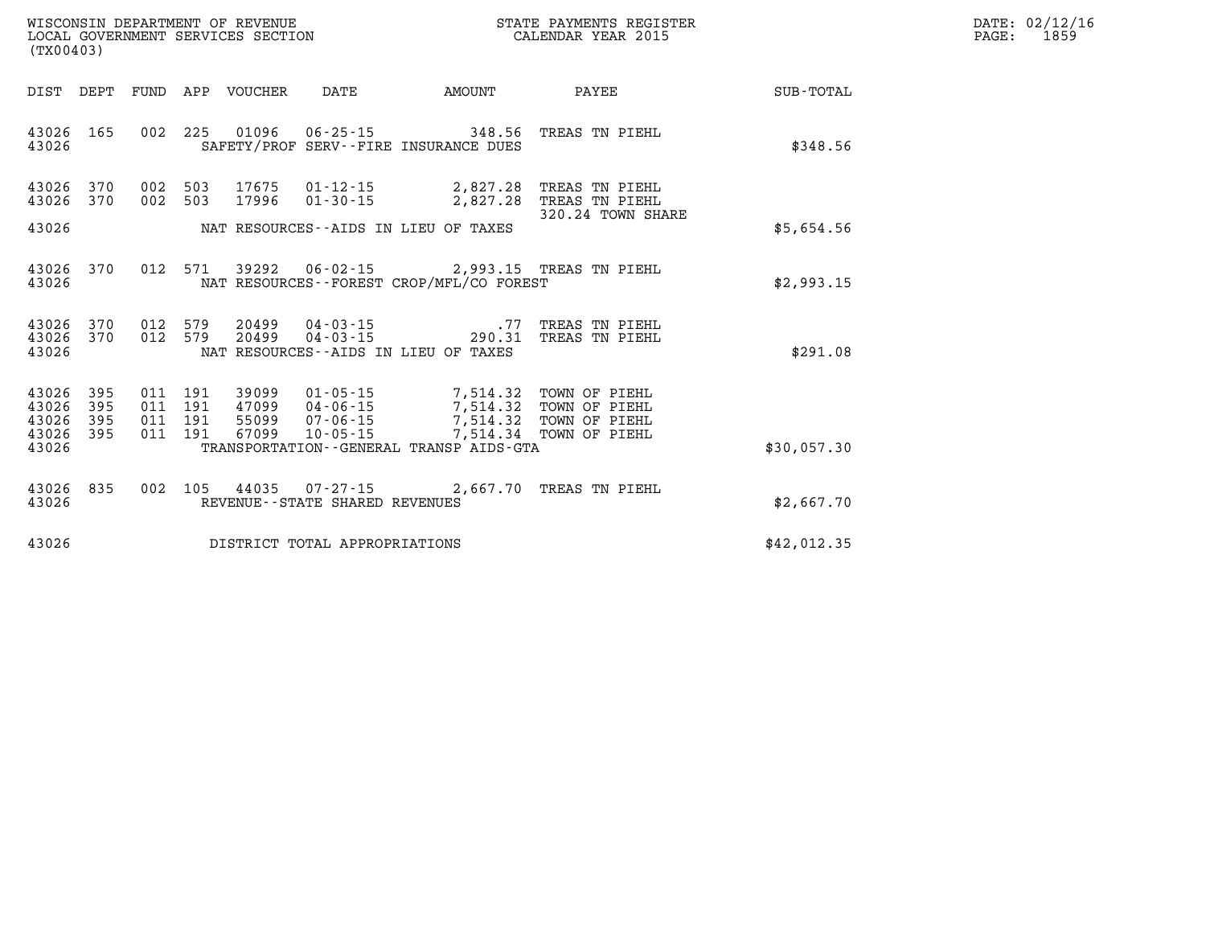WISCONSIN DEPARTMENT OF REVENUE
LOCAL GOVERNMENT SERVICES SECTION
(TX00403)

STATE PAYMENTS REGISTER
CALENDAR YEAR 2015

DATE: 02/12/16
PAGE: 1859

| DIST | DEPT | FUND | APP | VOUCHER | DATE | AMOUNT | PAYEE | SUB-TOTAL |
|---|---|---|---|---|---|---|---|---|
| 43026 | 165 | 002 | 225 | 01096 | 06-25-15 | 348.56 | TREAS TN PIEHL | |
| 43026 | | | | | SAFETY/PROF SERV--FIRE INSURANCE DUES | | | $348.56 |
| 43026 | 370 | 002 | 503 | 17675 | 01-12-15 | 2,827.28 | TREAS TN PIEHL | |
| 43026 | 370 | 002 | 503 | 17996 | 01-30-15 | 2,827.28 | TREAS TN PIEHL 320.24 TOWN SHARE | |
| 43026 | | | | | NAT RESOURCES--AIDS IN LIEU OF TAXES | | | $5,654.56 |
| 43026 | 370 | 012 | 571 | 39292 | 06-02-15 | 2,993.15 | TREAS TN PIEHL | |
| 43026 | | | | | NAT RESOURCES--FOREST CROP/MFL/CO FOREST | | | $2,993.15 |
| 43026 | 370 | 012 | 579 | 20499 | 04-03-15 | .77 | TREAS TN PIEHL | |
| 43026 | 370 | 012 | 579 | 20499 | 04-03-15 | 290.31 | TREAS TN PIEHL | |
| 43026 | | | | | NAT RESOURCES--AIDS IN LIEU OF TAXES | | | $291.08 |
| 43026 | 395 | 011 | 191 | 39099 | 01-05-15 | 7,514.32 | TOWN OF PIEHL | |
| 43026 | 395 | 011 | 191 | 47099 | 04-06-15 | 7,514.32 | TOWN OF PIEHL | |
| 43026 | 395 | 011 | 191 | 55099 | 07-06-15 | 7,514.32 | TOWN OF PIEHL | |
| 43026 | 395 | 011 | 191 | 67099 | 10-05-15 | 7,514.34 | TOWN OF PIEHL | |
| 43026 | | | | | TRANSPORTATION--GENERAL TRANSP AIDS-GTA | | | $30,057.30 |
| 43026 | 835 | 002 | 105 | 44035 | 07-27-15 | 2,667.70 | TREAS TN PIEHL | |
| 43026 | | | | | REVENUE--STATE SHARED REVENUES | | | $2,667.70 |
| 43026 | | | | | DISTRICT TOTAL APPROPRIATIONS | | | $42,012.35 |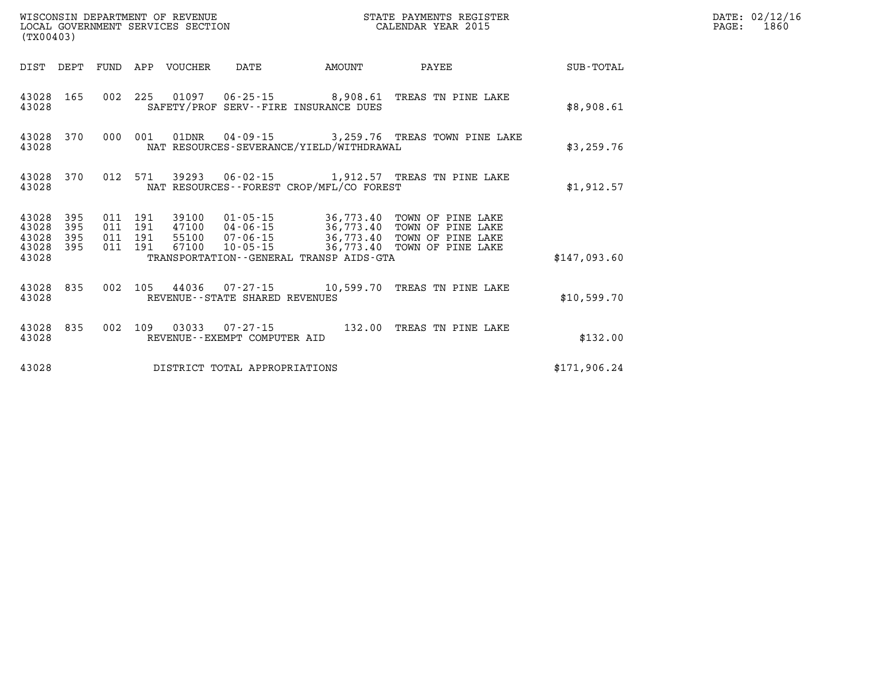WISCONSIN DEPARTMENT OF REVENUE
LOCAL GOVERNMENT SERVICES SECTION
(TX00403)

STATE PAYMENTS REGISTER
CALENDAR YEAR 2015

DATE: 02/12/16
PAGE: 1860

| DIST | DEPT | FUND | APP | VOUCHER | DATE | AMOUNT | PAYEE | SUB-TOTAL |
|---|---|---|---|---|---|---|---|---|
| 43028 | 165 | 002 | 225 | 01097 | 06-25-15 | 8,908.61 | TREAS TN PINE LAKE | |
| 43028 | | | | SAFETY/PROF SERV--FIRE INSURANCE DUES | | | | $8,908.61 |
| 43028 | 370 | 000 | 001 | 01DNR | 04-09-15 | 3,259.76 | TREAS TOWN PINE LAKE | |
| 43028 | | | | NAT RESOURCES-SEVERANCE/YIELD/WITHDRAWAL | | | | $3,259.76 |
| 43028 | 370 | 012 | 571 | 39293 | 06-02-15 | 1,912.57 | TREAS TN PINE LAKE | |
| 43028 | | | | NAT RESOURCES--FOREST CROP/MFL/CO FOREST | | | | $1,912.57 |
| 43028 | 395 | 011 | 191 | 39100 | 01-05-15 | 36,773.40 | TOWN OF PINE LAKE | |
| 43028 | 395 | 011 | 191 | 47100 | 04-06-15 | 36,773.40 | TOWN OF PINE LAKE | |
| 43028 | 395 | 011 | 191 | 55100 | 07-06-15 | 36,773.40 | TOWN OF PINE LAKE | |
| 43028 | 395 | 011 | 191 | 67100 | 10-05-15 | 36,773.40 | TOWN OF PINE LAKE | |
| 43028 | | | | TRANSPORTATION--GENERAL TRANSP AIDS-GTA | | | | $147,093.60 |
| 43028 | 835 | 002 | 105 | 44036 | 07-27-15 | 10,599.70 | TREAS TN PINE LAKE | |
| 43028 | | | | REVENUE--STATE SHARED REVENUES | | | | $10,599.70 |
| 43028 | 835 | 002 | 109 | 03033 | 07-27-15 | 132.00 | TREAS TN PINE LAKE | |
| 43028 | | | | REVENUE--EXEMPT COMPUTER AID | | | | $132.00 |
| 43028 | | | | DISTRICT TOTAL APPROPRIATIONS | | | | $171,906.24 |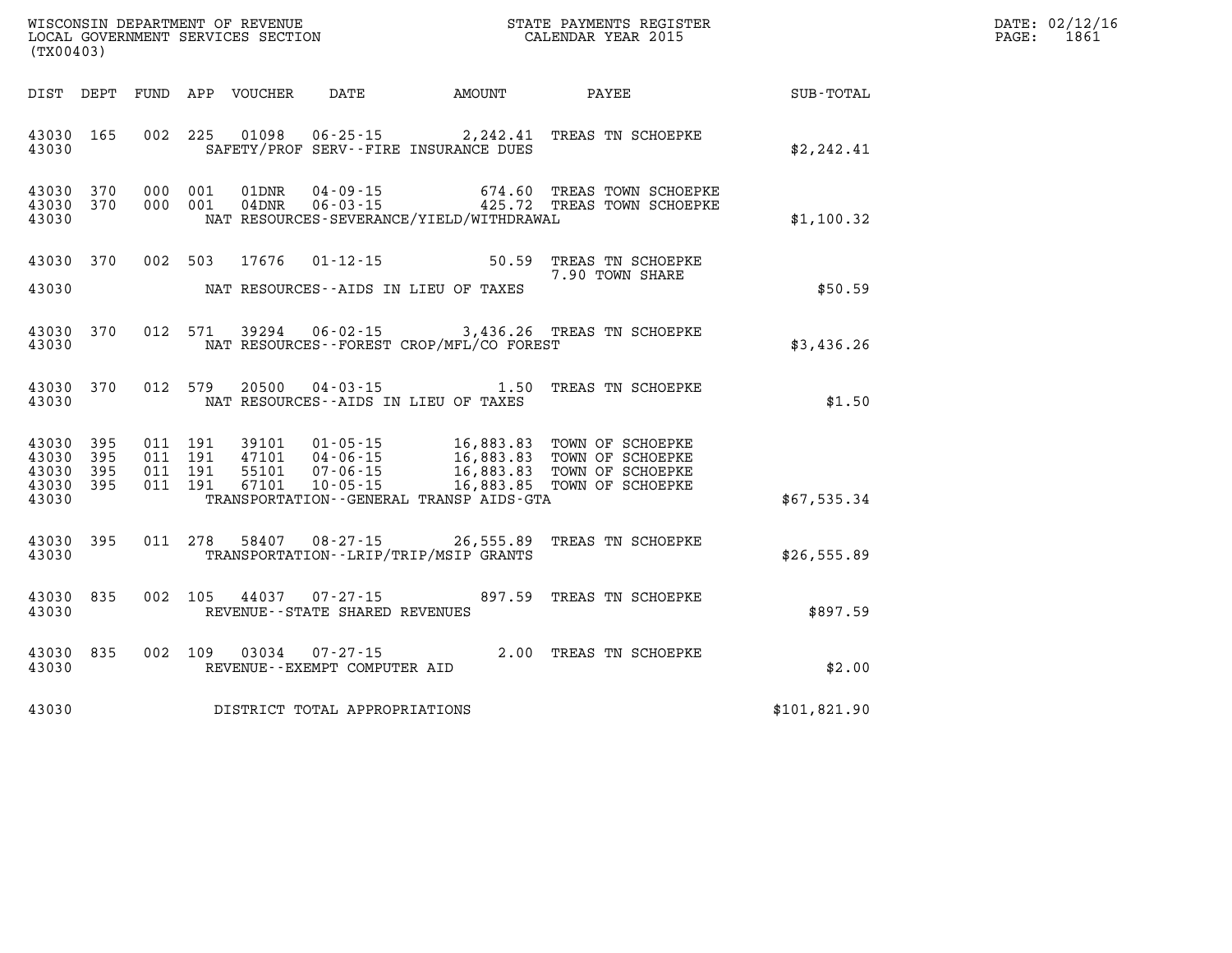WISCONSIN DEPARTMENT OF REVENUE
LOCAL GOVERNMENT SERVICES SECTION
(TX00403)

STATE PAYMENTS REGISTER
CALENDAR YEAR 2015

DATE: 02/12/16
PAGE: 1861

| DIST | DEPT | FUND | APP | VOUCHER | DATE | AMOUNT | PAYEE | SUB-TOTAL |
|---|---|---|---|---|---|---|---|---|
| 43030 | 165 | 002 | 225 | 01098 | 06-25-15 | 2,242.41 | TREAS TN SCHOEPKE | |
| 43030 | | | | | SAFETY/PROF SERV--FIRE INSURANCE DUES | | | $2,242.41 |
| 43030 | 370 | 000 | 001 | 01DNR | 04-09-15 | 674.60 | TREAS TOWN SCHOEPKE | |
| 43030 | 370 | 000 | 001 | 04DNR | 06-03-15 | 425.72 | TREAS TOWN SCHOEPKE | |
| 43030 | | | | | NAT RESOURCES-SEVERANCE/YIELD/WITHDRAWAL | | | $1,100.32 |
| 43030 | 370 | 002 | 503 | 17676 | 01-12-15 | 50.59 | TREAS TN SCHOEPKE 7.90 TOWN SHARE | |
| 43030 | | | | | NAT RESOURCES--AIDS IN LIEU OF TAXES | | | $50.59 |
| 43030 | 370 | 012 | 571 | 39294 | 06-02-15 | 3,436.26 | TREAS TN SCHOEPKE | |
| 43030 | | | | | NAT RESOURCES--FOREST CROP/MFL/CO FOREST | | | $3,436.26 |
| 43030 | 370 | 012 | 579 | 20500 | 04-03-15 | 1.50 | TREAS TN SCHOEPKE | |
| 43030 | | | | | NAT RESOURCES--AIDS IN LIEU OF TAXES | | | $1.50 |
| 43030 | 395 | 011 | 191 | 39101 | 01-05-15 | 16,883.83 | TOWN OF SCHOEPKE | |
| 43030 | 395 | 011 | 191 | 47101 | 04-06-15 | 16,883.83 | TOWN OF SCHOEPKE | |
| 43030 | 395 | 011 | 191 | 55101 | 07-06-15 | 16,883.83 | TOWN OF SCHOEPKE | |
| 43030 | 395 | 011 | 191 | 67101 | 10-05-15 | 16,883.85 | TOWN OF SCHOEPKE | |
| 43030 | | | | | TRANSPORTATION--GENERAL TRANSP AIDS-GTA | | | $67,535.34 |
| 43030 | 395 | 011 | 278 | 58407 | 08-27-15 | 26,555.89 | TREAS TN SCHOEPKE | |
| 43030 | | | | | TRANSPORTATION--LRIP/TRIP/MSIP GRANTS | | | $26,555.89 |
| 43030 | 835 | 002 | 105 | 44037 | 07-27-15 | 897.59 | TREAS TN SCHOEPKE | |
| 43030 | | | | | REVENUE--STATE SHARED REVENUES | | | $897.59 |
| 43030 | 835 | 002 | 109 | 03034 | 07-27-15 | 2.00 | TREAS TN SCHOEPKE | |
| 43030 | | | | | REVENUE--EXEMPT COMPUTER AID | | | $2.00 |
| 43030 | | | | | DISTRICT TOTAL APPROPRIATIONS | | | $101,821.90 |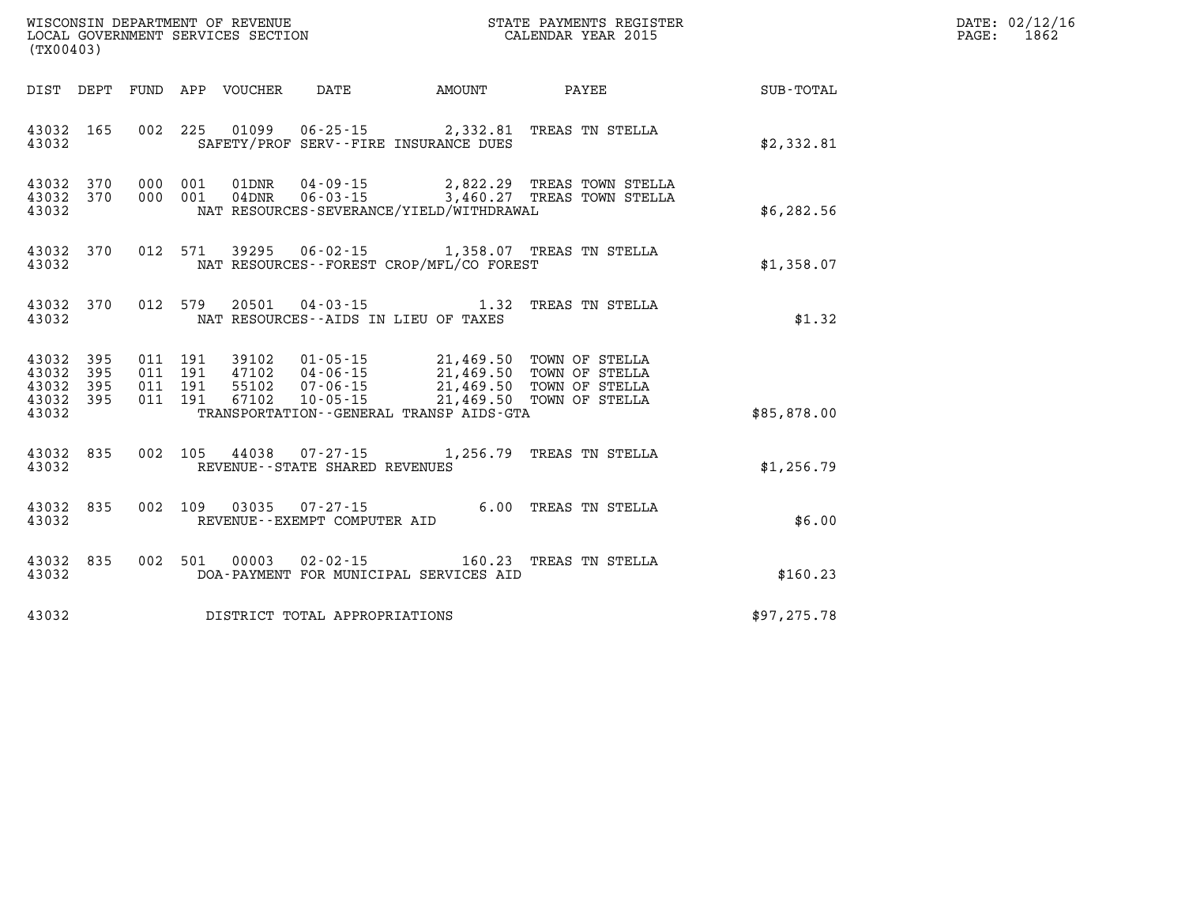WISCONSIN DEPARTMENT OF REVENUE
LOCAL GOVERNMENT SERVICES SECTION
(TX00403)

STATE PAYMENTS REGISTER
CALENDAR YEAR 2015

DATE: 02/12/16
PAGE: 1862

| DIST | DEPT | FUND | APP | VOUCHER | DATE | AMOUNT | PAYEE | SUB-TOTAL |
|---|---|---|---|---|---|---|---|---|
| 43032 | 165 | 002 | 225 | 01099 | 06-25-15 | 2,332.81 | TREAS TN STELLA | |
| 43032 | | | | SAFETY/PROF SERV--FIRE INSURANCE DUES | | | | $2,332.81 |
| 43032 | 370 | 000 | 001 | 01DNR | 04-09-15 | 2,822.29 | TREAS TOWN STELLA | |
| 43032 | 370 | 000 | 001 | 04DNR | 06-03-15 | 3,460.27 | TREAS TOWN STELLA | |
| 43032 | | | | NAT RESOURCES-SEVERANCE/YIELD/WITHDRAWAL | | | | $6,282.56 |
| 43032 | 370 | 012 | 571 | 39295 | 06-02-15 | 1,358.07 | TREAS TN STELLA | |
| 43032 | | | | NAT RESOURCES--FOREST CROP/MFL/CO FOREST | | | | $1,358.07 |
| 43032 | 370 | 012 | 579 | 20501 | 04-03-15 | 1.32 | TREAS TN STELLA | |
| 43032 | | | | NAT RESOURCES--AIDS IN LIEU OF TAXES | | | | $1.32 |
| 43032 | 395 | 011 | 191 | 39102 | 01-05-15 | 21,469.50 | TOWN OF STELLA | |
| 43032 | 395 | 011 | 191 | 47102 | 04-06-15 | 21,469.50 | TOWN OF STELLA | |
| 43032 | 395 | 011 | 191 | 55102 | 07-06-15 | 21,469.50 | TOWN OF STELLA | |
| 43032 | 395 | 011 | 191 | 67102 | 10-05-15 | 21,469.50 | TOWN OF STELLA | |
| 43032 | | | | TRANSPORTATION--GENERAL TRANSP AIDS-GTA | | | | $85,878.00 |
| 43032 | 835 | 002 | 105 | 44038 | 07-27-15 | 1,256.79 | TREAS TN STELLA | |
| 43032 | | | | REVENUE--STATE SHARED REVENUES | | | | $1,256.79 |
| 43032 | 835 | 002 | 109 | 03035 | 07-27-15 | 6.00 | TREAS TN STELLA | |
| 43032 | | | | REVENUE--EXEMPT COMPUTER AID | | | | $6.00 |
| 43032 | 835 | 002 | 501 | 00003 | 02-02-15 | 160.23 | TREAS TN STELLA | |
| 43032 | | | | DOA-PAYMENT FOR MUNICIPAL SERVICES AID | | | | $160.23 |
| 43032 | | | | DISTRICT TOTAL APPROPRIATIONS | | | | $97,275.78 |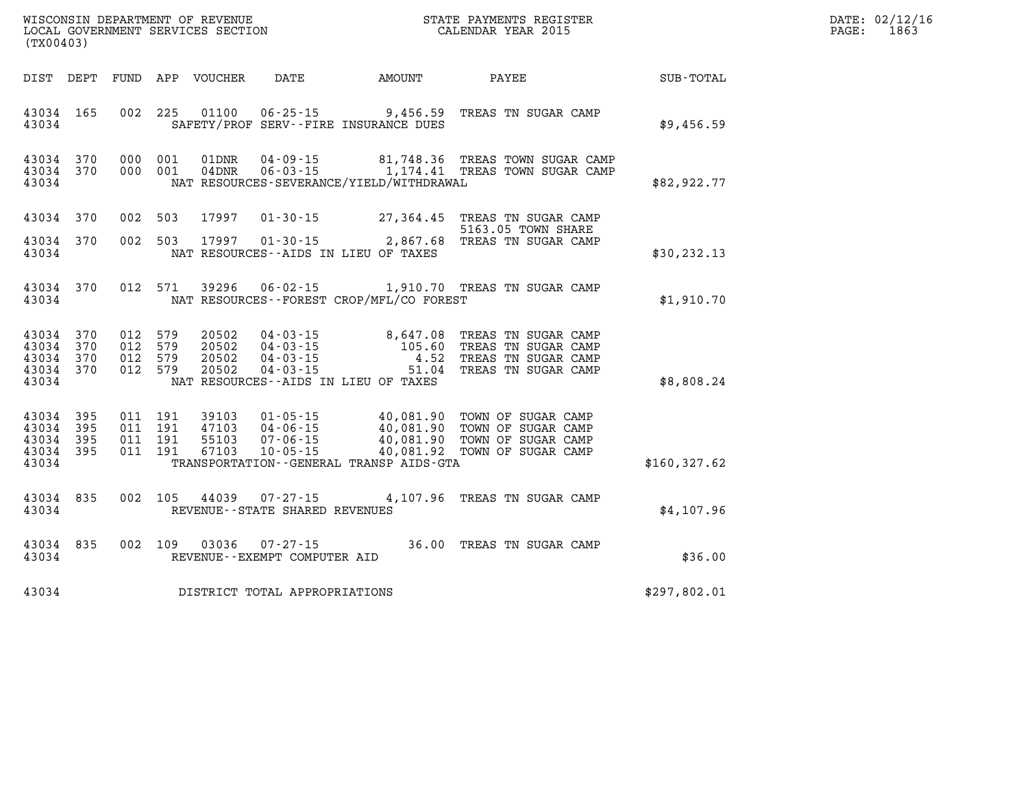WISCONSIN DEPARTMENT OF REVENUE
LOCAL GOVERNMENT SERVICES SECTION
(TX00403)

STATE PAYMENTS REGISTER
CALENDAR YEAR 2015

DATE: 02/12/16
PAGE: 1863

| DIST | DEPT | FUND | APP | VOUCHER | DATE | AMOUNT | PAYEE | SUB-TOTAL |
|---|---|---|---|---|---|---|---|---|
| 43034 | 165 | 002 | 225 | 01100 | 06-25-15 | 9,456.59 | TREAS TN SUGAR CAMP | |
| 43034 | | | | | SAFETY/PROF SERV--FIRE INSURANCE DUES | | | $9,456.59 |
| 43034 | 370 | 000 | 001 | 01DNR | 04-09-15 | 81,748.36 | TREAS TOWN SUGAR CAMP | |
| 43034 | 370 | 000 | 001 | 04DNR | 06-03-15 | 1,174.41 | TREAS TOWN SUGAR CAMP | |
| 43034 | | | | | NAT RESOURCES-SEVERANCE/YIELD/WITHDRAWAL | | | $82,922.77 |
| 43034 | 370 | 002 | 503 | 17997 | 01-30-15 | 27,364.45 | TREAS TN SUGAR CAMP 5163.05 TOWN SHARE | |
| 43034 | 370 | 002 | 503 | 17997 | 01-30-15 | 2,867.68 | TREAS TN SUGAR CAMP | |
| 43034 | | | | | NAT RESOURCES--AIDS IN LIEU OF TAXES | | | $30,232.13 |
| 43034 | 370 | 012 | 571 | 39296 | 06-02-15 | 1,910.70 | TREAS TN SUGAR CAMP | |
| 43034 | | | | | NAT RESOURCES--FOREST CROP/MFL/CO FOREST | | | $1,910.70 |
| 43034 | 370 | 012 | 579 | 20502 | 04-03-15 | 8,647.08 | TREAS TN SUGAR CAMP | |
| 43034 | 370 | 012 | 579 | 20502 | 04-03-15 | 105.60 | TREAS TN SUGAR CAMP | |
| 43034 | 370 | 012 | 579 | 20502 | 04-03-15 | 4.52 | TREAS TN SUGAR CAMP | |
| 43034 | 370 | 012 | 579 | 20502 | 04-03-15 | 51.04 | TREAS TN SUGAR CAMP | |
| 43034 | | | | | NAT RESOURCES--AIDS IN LIEU OF TAXES | | | $8,808.24 |
| 43034 | 395 | 011 | 191 | 39103 | 01-05-15 | 40,081.90 | TOWN OF SUGAR CAMP | |
| 43034 | 395 | 011 | 191 | 47103 | 04-06-15 | 40,081.90 | TOWN OF SUGAR CAMP | |
| 43034 | 395 | 011 | 191 | 55103 | 07-06-15 | 40,081.90 | TOWN OF SUGAR CAMP | |
| 43034 | 395 | 011 | 191 | 67103 | 10-05-15 | 40,081.92 | TOWN OF SUGAR CAMP | |
| 43034 | | | | | TRANSPORTATION--GENERAL TRANSP AIDS-GTA | | | $160,327.62 |
| 43034 | 835 | 002 | 105 | 44039 | 07-27-15 | 4,107.96 | TREAS TN SUGAR CAMP | |
| 43034 | | | | | REVENUE--STATE SHARED REVENUES | | | $4,107.96 |
| 43034 | 835 | 002 | 109 | 03036 | 07-27-15 | 36.00 | TREAS TN SUGAR CAMP | |
| 43034 | | | | | REVENUE--EXEMPT COMPUTER AID | | | $36.00 |
| 43034 | | | | | DISTRICT TOTAL APPROPRIATIONS | | | $297,802.01 |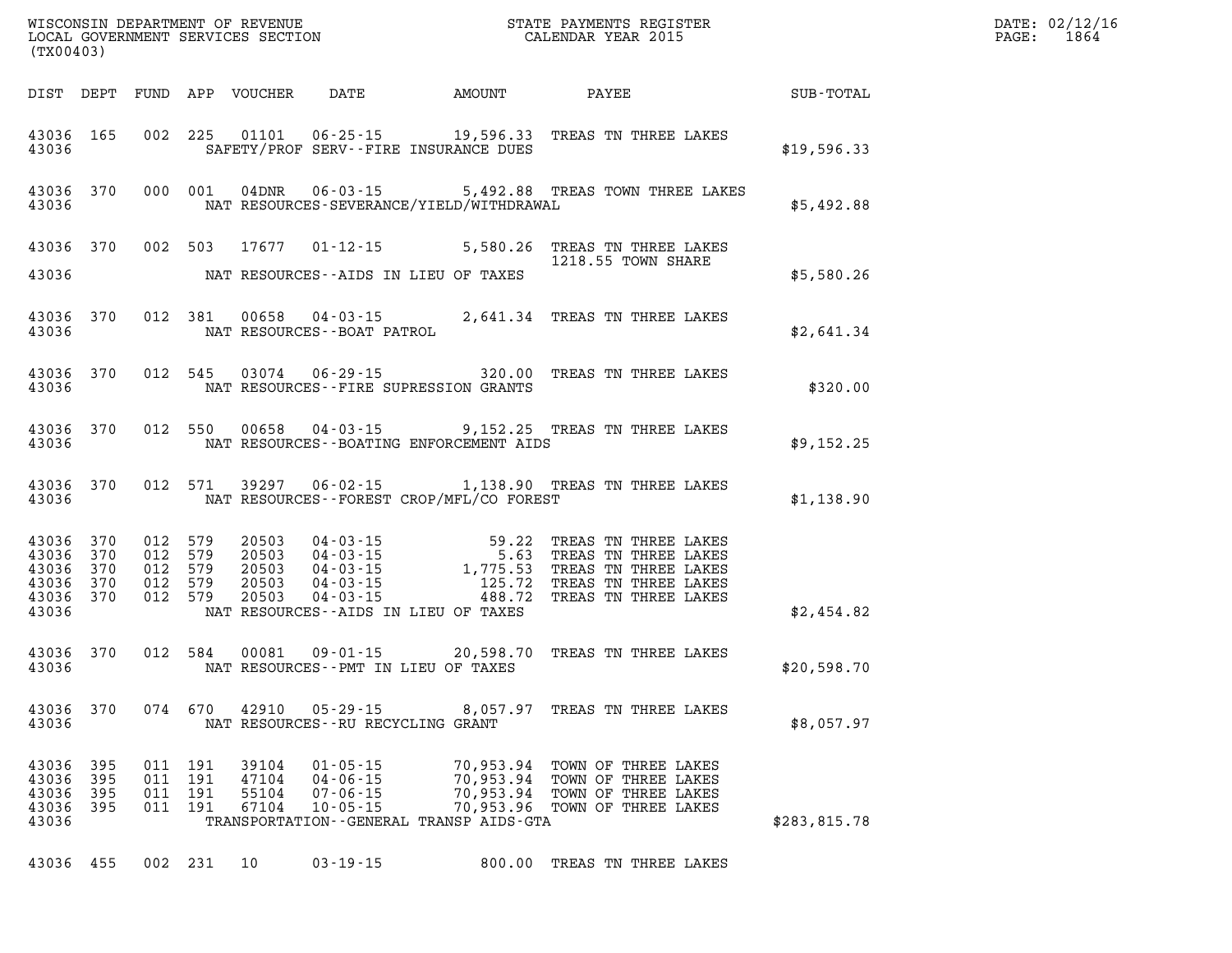WISCONSIN DEPARTMENT OF REVENUE
LOCAL GOVERNMENT SERVICES SECTION
(TX00403)

STATE PAYMENTS REGISTER
CALENDAR YEAR 2015

DATE: 02/12/16
PAGE: 1864

| DIST | DEPT | FUND | APP | VOUCHER | DATE | AMOUNT | PAYEE | SUB-TOTAL |
|---|---|---|---|---|---|---|---|---|
| 43036 | 165 | 002 | 225 | 01101 | 06-25-15 | 19,596.33 | TREAS TN THREE LAKES | |
| 43036 | | | | | SAFETY/PROF SERV--FIRE INSURANCE DUES | | | $19,596.33 |
| 43036 | 370 | 000 | 001 | 04DNR | 06-03-15 | 5,492.88 | TREAS TOWN THREE LAKES | |
| 43036 | | | | | NAT RESOURCES-SEVERANCE/YIELD/WITHDRAWAL | | | $5,492.88 |
| 43036 | 370 | 002 | 503 | 17677 | 01-12-15 | 5,580.26 | TREAS TN THREE LAKES 1218.55 TOWN SHARE | |
| 43036 | | | | | NAT RESOURCES--AIDS IN LIEU OF TAXES | | | $5,580.26 |
| 43036 | 370 | 012 | 381 | 00658 | 04-03-15 | 2,641.34 | TREAS TN THREE LAKES | |
| 43036 | | | | | NAT RESOURCES--BOAT PATROL | | | $2,641.34 |
| 43036 | 370 | 012 | 545 | 03074 | 06-29-15 | 320.00 | TREAS TN THREE LAKES | |
| 43036 | | | | | NAT RESOURCES--FIRE SUPRESSION GRANTS | | | $320.00 |
| 43036 | 370 | 012 | 550 | 00658 | 04-03-15 | 9,152.25 | TREAS TN THREE LAKES | |
| 43036 | | | | | NAT RESOURCES--BOATING ENFORCEMENT AIDS | | | $9,152.25 |
| 43036 | 370 | 012 | 571 | 39297 | 06-02-15 | 1,138.90 | TREAS TN THREE LAKES | |
| 43036 | | | | | NAT RESOURCES--FOREST CROP/MFL/CO FOREST | | | $1,138.90 |
| 43036 | 370 | 012 | 579 | 20503 | 04-03-15 | 59.22 | TREAS TN THREE LAKES | |
| 43036 | 370 | 012 | 579 | 20503 | 04-03-15 | 5.63 | TREAS TN THREE LAKES | |
| 43036 | 370 | 012 | 579 | 20503 | 04-03-15 | 1,775.53 | TREAS TN THREE LAKES | |
| 43036 | 370 | 012 | 579 | 20503 | 04-03-15 | 125.72 | TREAS TN THREE LAKES | |
| 43036 | 370 | 012 | 579 | 20503 | 04-03-15 | 488.72 | TREAS TN THREE LAKES | |
| 43036 | | | | | NAT RESOURCES--AIDS IN LIEU OF TAXES | | | $2,454.82 |
| 43036 | 370 | 012 | 584 | 00081 | 09-01-15 | 20,598.70 | TREAS TN THREE LAKES | |
| 43036 | | | | | NAT RESOURCES--PMT IN LIEU OF TAXES | | | $20,598.70 |
| 43036 | 370 | 074 | 670 | 42910 | 05-29-15 | 8,057.97 | TREAS TN THREE LAKES | |
| 43036 | | | | | NAT RESOURCES--RU RECYCLING GRANT | | | $8,057.97 |
| 43036 | 395 | 011 | 191 | 39104 | 01-05-15 | 70,953.94 | TOWN OF THREE LAKES | |
| 43036 | 395 | 011 | 191 | 47104 | 04-06-15 | 70,953.94 | TOWN OF THREE LAKES | |
| 43036 | 395 | 011 | 191 | 55104 | 07-06-15 | 70,953.94 | TOWN OF THREE LAKES | |
| 43036 | 395 | 011 | 191 | 67104 | 10-05-15 | 70,953.96 | TOWN OF THREE LAKES | |
| 43036 | | | | | TRANSPORTATION--GENERAL TRANSP AIDS-GTA | | | $283,815.78 |
| 43036 | 455 | 002 | 231 | 10 | 03-19-15 | 800.00 | TREAS TN THREE LAKES | |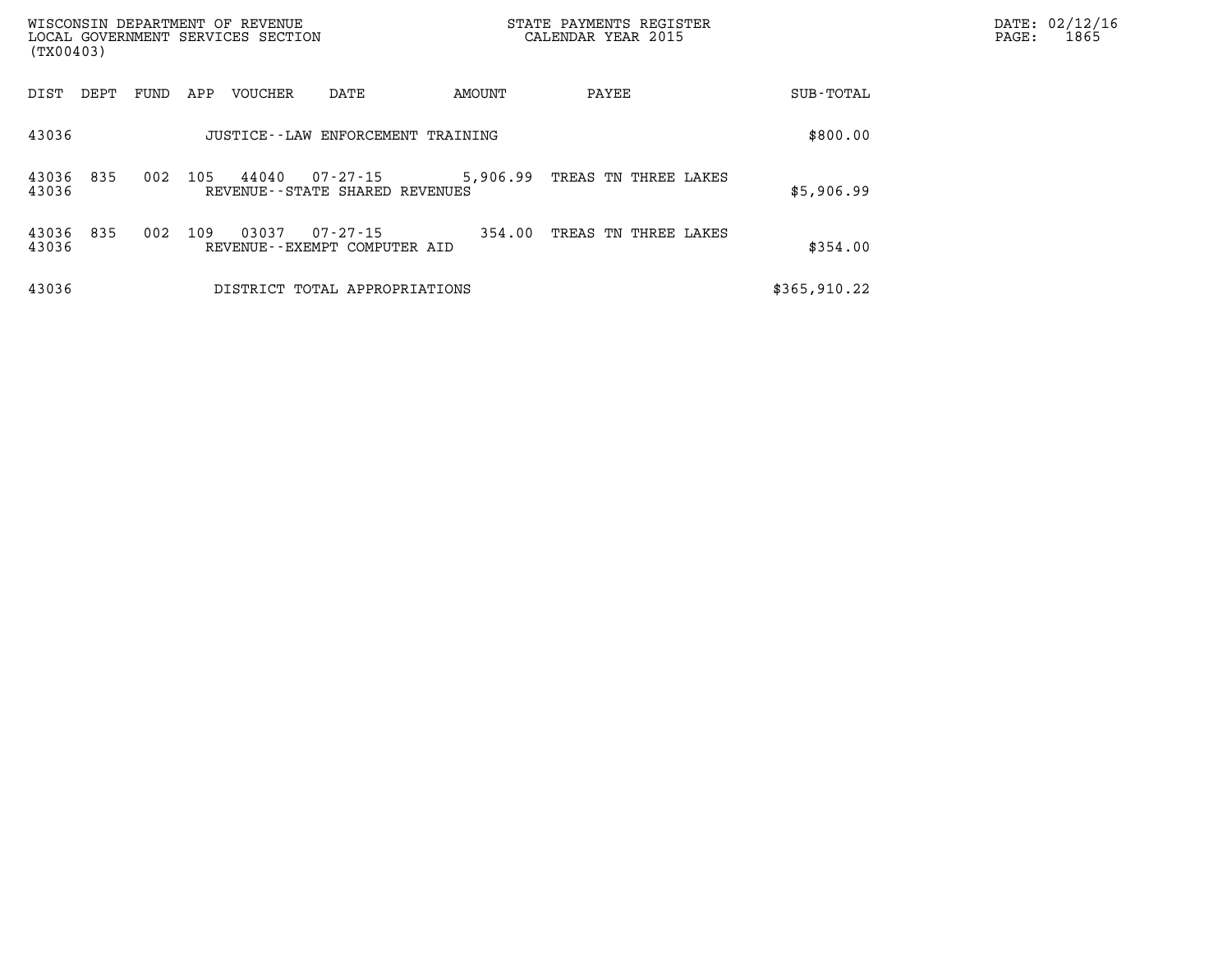WISCONSIN DEPARTMENT OF REVENUE
LOCAL GOVERNMENT SERVICES SECTION
(TX00403)

STATE PAYMENTS REGISTER
CALENDAR YEAR 2015

DATE: 02/12/16
PAGE: 1865

| DIST | DEPT | FUND | APP | VOUCHER | DATE | AMOUNT | PAYEE | SUB-TOTAL |
|---|---|---|---|---|---|---|---|---|
| 43036 | | | | JUSTICE--LAW ENFORCEMENT TRAINING | | | | \$800.00 |
| 43036 | 835 | 002 | 105 | 44040 | 07-27-15 | 5,906.99 | TREAS TN THREE LAKES | |
| 43036 | | | | REVENUE--STATE SHARED REVENUES | | | | \$5,906.99 |
| 43036 | 835 | 002 | 109 | 03037 | 07-27-15 | 354.00 | TREAS TN THREE LAKES | |
| 43036 | | | | REVENUE--EXEMPT COMPUTER AID | | | | \$354.00 |
| 43036 | | | | DISTRICT TOTAL APPROPRIATIONS | | | | \$365,910.22 |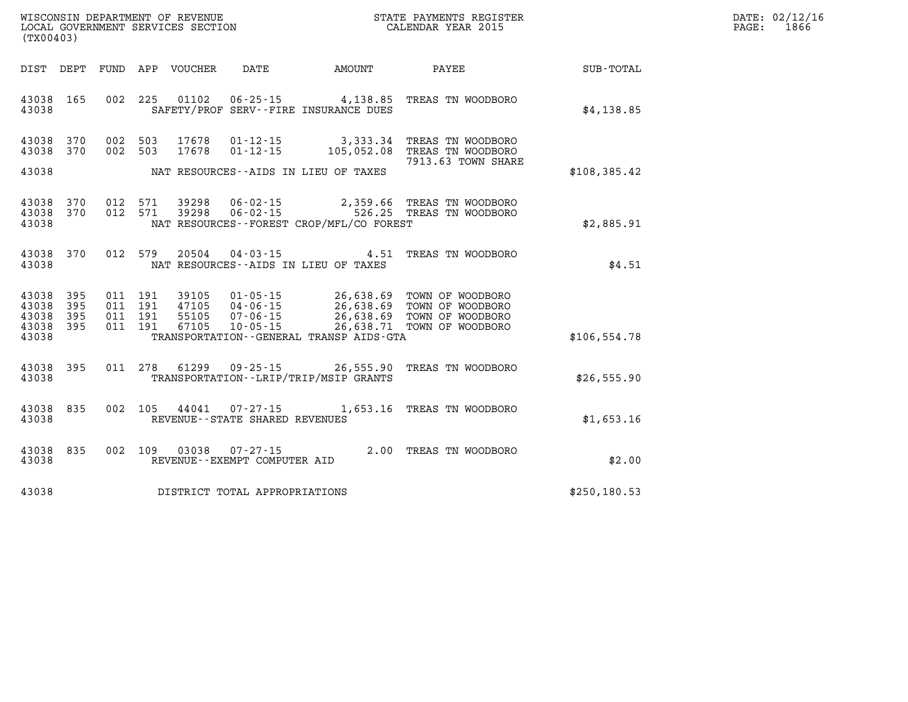WISCONSIN DEPARTMENT OF REVENUE
LOCAL GOVERNMENT SERVICES SECTION
(TX00403)

STATE PAYMENTS REGISTER
CALENDAR YEAR 2015

DATE: 02/12/16
PAGE: 1866

| DIST | DEPT | FUND | APP | VOUCHER | DATE | AMOUNT | PAYEE | SUB-TOTAL |
|---|---|---|---|---|---|---|---|---|
| 43038 | 165 | 002 | 225 | 01102 | 06-25-15 | 4,138.85 | TREAS TN WOODBORO | |
| 43038 | | | | | SAFETY/PROF SERV--FIRE INSURANCE DUES | | | $4,138.85 |
| 43038 | 370 | 002 | 503 | 17678 | 01-12-15 | 3,333.34 | TREAS TN WOODBORO | |
| 43038 | 370 | 002 | 503 | 17678 | 01-12-15 | 105,052.08 | TREAS TN WOODBORO 7913.63 TOWN SHARE | |
| 43038 | | | | | NAT RESOURCES--AIDS IN LIEU OF TAXES | | | $108,385.42 |
| 43038 | 370 | 012 | 571 | 39298 | 06-02-15 | 2,359.66 | TREAS TN WOODBORO | |
| 43038 | 370 | 012 | 571 | 39298 | 06-02-15 | 526.25 | TREAS TN WOODBORO | |
| 43038 | | | | | NAT RESOURCES--FOREST CROP/MFL/CO FOREST | | | $2,885.91 |
| 43038 | 370 | 012 | 579 | 20504 | 04-03-15 | 4.51 | TREAS TN WOODBORO | |
| 43038 | | | | | NAT RESOURCES--AIDS IN LIEU OF TAXES | | | $4.51 |
| 43038 | 395 | 011 | 191 | 39105 | 01-05-15 | 26,638.69 | TOWN OF WOODBORO | |
| 43038 | 395 | 011 | 191 | 47105 | 04-06-15 | 26,638.69 | TOWN OF WOODBORO | |
| 43038 | 395 | 011 | 191 | 55105 | 07-06-15 | 26,638.69 | TOWN OF WOODBORO | |
| 43038 | 395 | 011 | 191 | 67105 | 10-05-15 | 26,638.71 | TOWN OF WOODBORO | |
| 43038 | | | | | TRANSPORTATION--GENERAL TRANSP AIDS-GTA | | | $106,554.78 |
| 43038 | 395 | 011 | 278 | 61299 | 09-25-15 | 26,555.90 | TREAS TN WOODBORO | |
| 43038 | | | | | TRANSPORTATION--LRIP/TRIP/MSIP GRANTS | | | $26,555.90 |
| 43038 | 835 | 002 | 105 | 44041 | 07-27-15 | 1,653.16 | TREAS TN WOODBORO | |
| 43038 | | | | | REVENUE--STATE SHARED REVENUES | | | $1,653.16 |
| 43038 | 835 | 002 | 109 | 03038 | 07-27-15 | 2.00 | TREAS TN WOODBORO | |
| 43038 | | | | | REVENUE--EXEMPT COMPUTER AID | | | $2.00 |
| 43038 | | | | | DISTRICT TOTAL APPROPRIATIONS | | | $250,180.53 |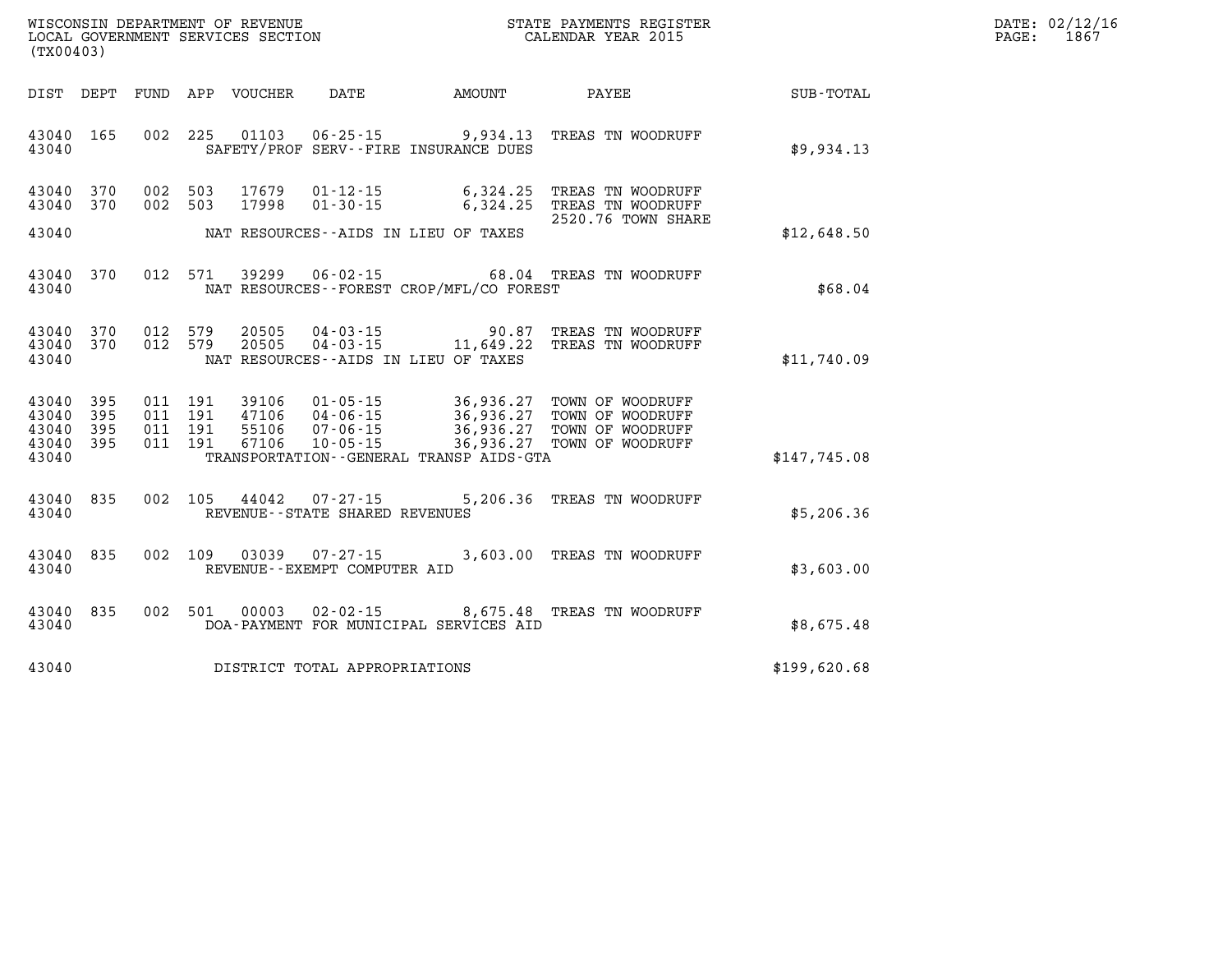WISCONSIN DEPARTMENT OF REVENUE
LOCAL GOVERNMENT SERVICES SECTION
(TX00403)

STATE PAYMENTS REGISTER
CALENDAR YEAR 2015

DATE: 02/12/16
PAGE: 1867

| DIST | DEPT | FUND | APP | VOUCHER | DATE | AMOUNT | PAYEE | SUB-TOTAL |
|---|---|---|---|---|---|---|---|---|
| 43040 | 165 | 002 | 225 | 01103 | 06-25-15 | 9,934.13 | TREAS TN WOODRUFF | |
| 43040 | | | | | SAFETY/PROF SERV--FIRE INSURANCE DUES | | | $9,934.13 |
| 43040 | 370 | 002 | 503 | 17679 | 01-12-15 | 6,324.25 | TREAS TN WOODRUFF | |
| 43040 | 370 | 002 | 503 | 17998 | 01-30-15 | 6,324.25 | TREAS TN WOODRUFF | |
| | | | | | | | 2520.76 TOWN SHARE | |
| 43040 | | | | | NAT RESOURCES--AIDS IN LIEU OF TAXES | | | $12,648.50 |
| 43040 | 370 | 012 | 571 | 39299 | 06-02-15 | 68.04 | TREAS TN WOODRUFF | |
| 43040 | | | | | NAT RESOURCES--FOREST CROP/MFL/CO FOREST | | | $68.04 |
| 43040 | 370 | 012 | 579 | 20505 | 04-03-15 | 90.87 | TREAS TN WOODRUFF | |
| 43040 | 370 | 012 | 579 | 20505 | 04-03-15 | 11,649.22 | TREAS TN WOODRUFF | |
| 43040 | | | | | NAT RESOURCES--AIDS IN LIEU OF TAXES | | | $11,740.09 |
| 43040 | 395 | 011 | 191 | 39106 | 01-05-15 | 36,936.27 | TOWN OF WOODRUFF | |
| 43040 | 395 | 011 | 191 | 47106 | 04-06-15 | 36,936.27 | TOWN OF WOODRUFF | |
| 43040 | 395 | 011 | 191 | 55106 | 07-06-15 | 36,936.27 | TOWN OF WOODRUFF | |
| 43040 | 395 | 011 | 191 | 67106 | 10-05-15 | 36,936.27 | TOWN OF WOODRUFF | |
| 43040 | | | | | TRANSPORTATION--GENERAL TRANSP AIDS-GTA | | | $147,745.08 |
| 43040 | 835 | 002 | 105 | 44042 | 07-27-15 | 5,206.36 | TREAS TN WOODRUFF | |
| 43040 | | | | | REVENUE--STATE SHARED REVENUES | | | $5,206.36 |
| 43040 | 835 | 002 | 109 | 03039 | 07-27-15 | 3,603.00 | TREAS TN WOODRUFF | |
| 43040 | | | | | REVENUE--EXEMPT COMPUTER AID | | | $3,603.00 |
| 43040 | 835 | 002 | 501 | 00003 | 02-02-15 | 8,675.48 | TREAS TN WOODRUFF | |
| 43040 | | | | | DOA-PAYMENT FOR MUNICIPAL SERVICES AID | | | $8,675.48 |
| 43040 | | | | | DISTRICT TOTAL APPROPRIATIONS | | | $199,620.68 |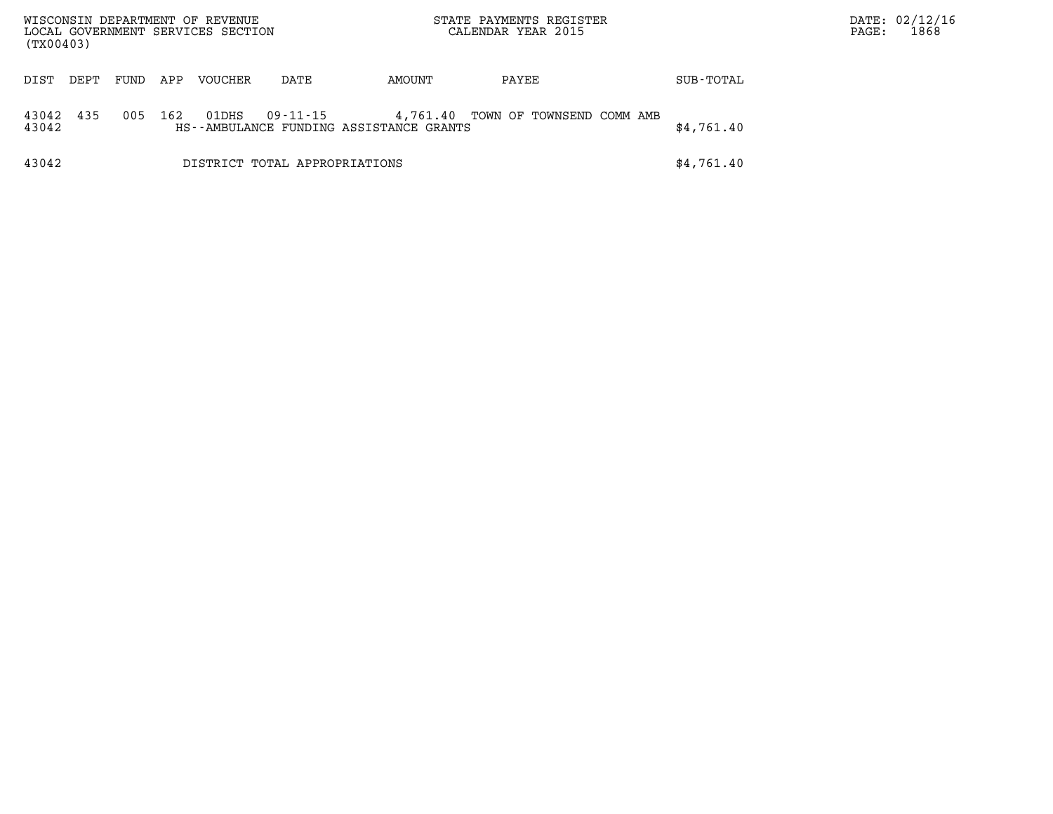WISCONSIN DEPARTMENT OF REVENUE
LOCAL GOVERNMENT SERVICES SECTION
(TX00403)

STATE PAYMENTS REGISTER
CALENDAR YEAR 2015

DATE: 02/12/16
PAGE: 1868

| DIST | DEPT | FUND | APP | VOUCHER | DATE | AMOUNT | PAYEE | SUB-TOTAL |
|---|---|---|---|---|---|---|---|---|
| 43042 | 435 | 005 | 162 | 01DHS | 09-11-15 | 4,761.40 | TOWN OF TOWNSEND COMM AMB | |
| 43042 | | | | HS--AMBULANCE FUNDING ASSISTANCE GRANTS | | | | $4,761.40 |
| 43042 | | | | DISTRICT TOTAL APPROPRIATIONS | | | | $4,761.40 |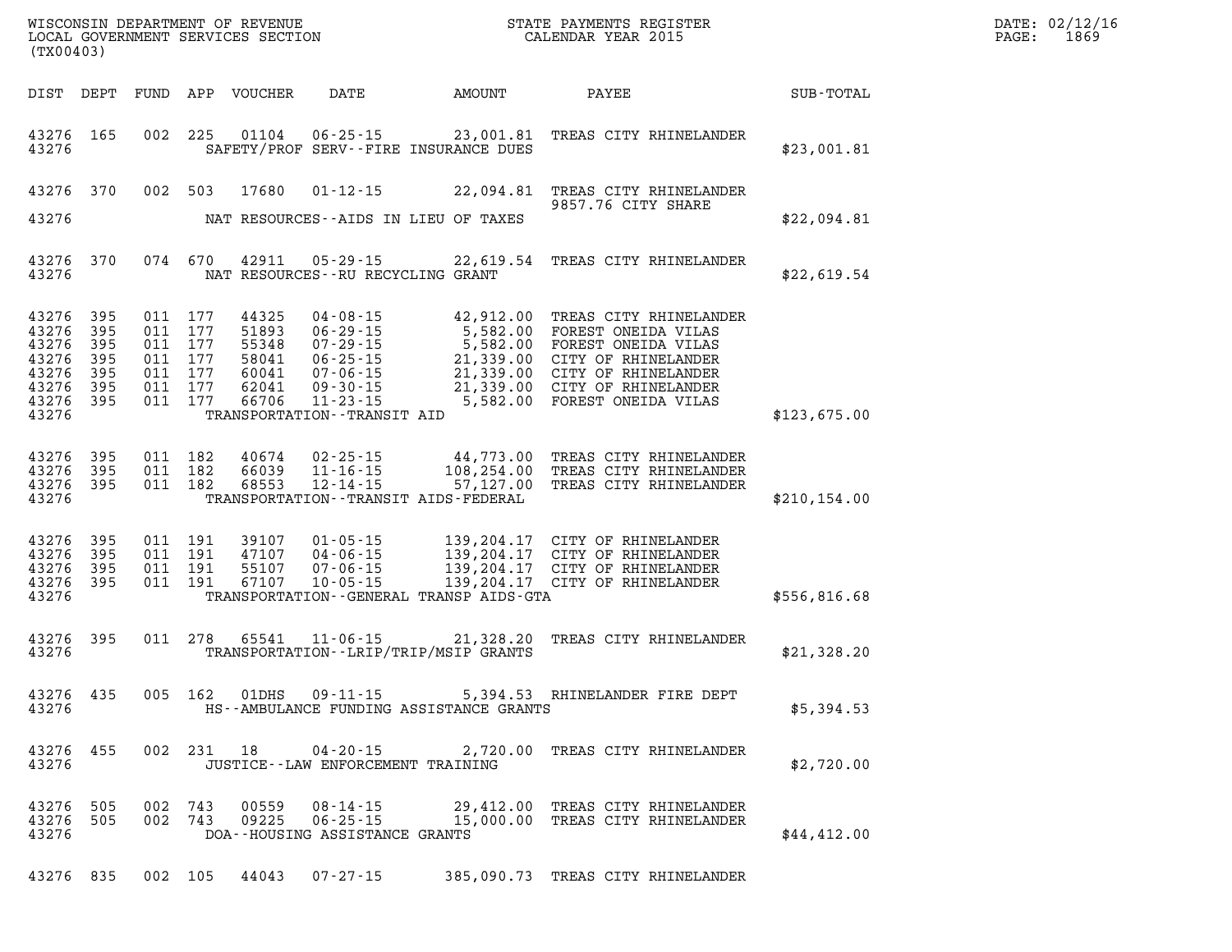WISCONSIN DEPARTMENT OF REVENUE
LOCAL GOVERNMENT SERVICES SECTION
(TX00403)

STATE PAYMENTS REGISTER
CALENDAR YEAR 2015

| DIST | DEPT | FUND | APP | VOUCHER | DATE | AMOUNT | PAYEE | SUB-TOTAL |
|---|---|---|---|---|---|---|---|---|
| 43276 | 165 | 002 | 225 | 01104 | 06-25-15 | 23,001.81 | TREAS CITY RHINELANDER | |
| 43276 | | | | | SAFETY/PROF SERV--FIRE INSURANCE DUES | | | $23,001.81 |
| 43276 | 370 | 002 | 503 | 17680 | 01-12-15 | 22,094.81 | TREAS CITY RHINELANDER 9857.76 CITY SHARE | |
| 43276 | | | | | NAT RESOURCES--AIDS IN LIEU OF TAXES | | | $22,094.81 |
| 43276 | 370 | 074 | 670 | 42911 | 05-29-15 | 22,619.54 | TREAS CITY RHINELANDER | |
| 43276 | | | | | NAT RESOURCES--RU RECYCLING GRANT | | | $22,619.54 |
| 43276 | 395 | 011 | 177 | 44325 | 04-08-15 | 42,912.00 | TREAS CITY RHINELANDER | |
| 43276 | 395 | 011 | 177 | 51893 | 06-29-15 | 5,582.00 | FOREST ONEIDA VILAS | |
| 43276 | 395 | 011 | 177 | 55348 | 07-29-15 | 5,582.00 | FOREST ONEIDA VILAS | |
| 43276 | 395 | 011 | 177 | 58041 | 06-25-15 | 21,339.00 | CITY OF RHINELANDER | |
| 43276 | 395 | 011 | 177 | 60041 | 07-06-15 | 21,339.00 | CITY OF RHINELANDER | |
| 43276 | 395 | 011 | 177 | 62041 | 09-30-15 | 21,339.00 | CITY OF RHINELANDER | |
| 43276 | 395 | 011 | 177 | 66706 | 11-23-15 | 5,582.00 | FOREST ONEIDA VILAS | |
| 43276 | | | | | TRANSPORTATION--TRANSIT AID | | | $123,675.00 |
| 43276 | 395 | 011 | 182 | 40674 | 02-25-15 | 44,773.00 | TREAS CITY RHINELANDER | |
| 43276 | 395 | 011 | 182 | 66039 | 11-16-15 | 108,254.00 | TREAS CITY RHINELANDER | |
| 43276 | 395 | 011 | 182 | 68553 | 12-14-15 | 57,127.00 | TREAS CITY RHINELANDER | |
| 43276 | | | | | TRANSPORTATION--TRANSIT AIDS-FEDERAL | | | $210,154.00 |
| 43276 | 395 | 011 | 191 | 39107 | 01-05-15 | 139,204.17 | CITY OF RHINELANDER | |
| 43276 | 395 | 011 | 191 | 47107 | 04-06-15 | 139,204.17 | CITY OF RHINELANDER | |
| 43276 | 395 | 011 | 191 | 55107 | 07-06-15 | 139,204.17 | CITY OF RHINELANDER | |
| 43276 | 395 | 011 | 191 | 67107 | 10-05-15 | 139,204.17 | CITY OF RHINELANDER | |
| 43276 | | | | | TRANSPORTATION--GENERAL TRANSP AIDS-GTA | | | $556,816.68 |
| 43276 | 395 | 011 | 278 | 65541 | 11-06-15 | 21,328.20 | TREAS CITY RHINELANDER | |
| 43276 | | | | | TRANSPORTATION--LRIP/TRIP/MSIP GRANTS | | | $21,328.20 |
| 43276 | 435 | 005 | 162 | 01DHS | 09-11-15 | 5,394.53 | RHINELANDER FIRE DEPT | |
| 43276 | | | | | HS--AMBULANCE FUNDING ASSISTANCE GRANTS | | | $5,394.53 |
| 43276 | 455 | 002 | 231 | 18 | 04-20-15 | 2,720.00 | TREAS CITY RHINELANDER | |
| 43276 | | | | | JUSTICE--LAW ENFORCEMENT TRAINING | | | $2,720.00 |
| 43276 | 505 | 002 | 743 | 00559 | 08-14-15 | 29,412.00 | TREAS CITY RHINELANDER | |
| 43276 | 505 | 002 | 743 | 09225 | 06-25-15 | 15,000.00 | TREAS CITY RHINELANDER | |
| 43276 | | | | | DOA--HOUSING ASSISTANCE GRANTS | | | $44,412.00 |
| 43276 | 835 | 002 | 105 | 44043 | 07-27-15 | 385,090.73 | TREAS CITY RHINELANDER | |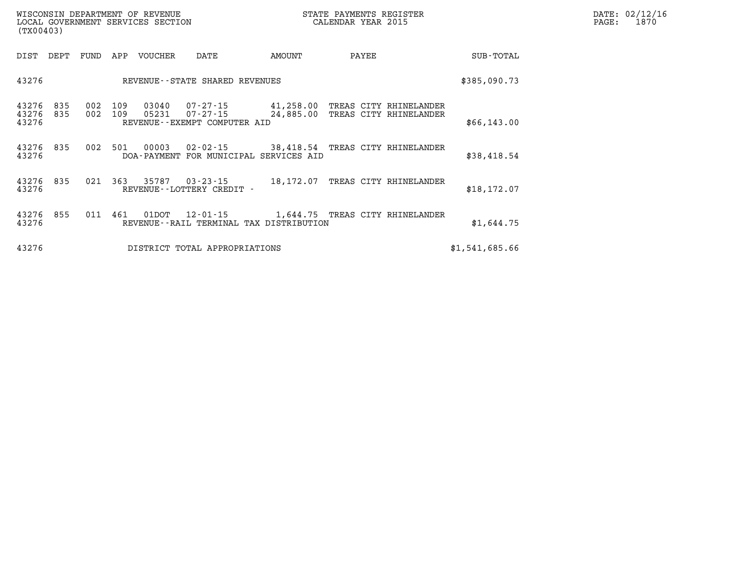WISCONSIN DEPARTMENT OF REVENUE
LOCAL GOVERNMENT SERVICES SECTION
(TX00403)

STATE PAYMENTS REGISTER
CALENDAR YEAR 2015

DATE: 02/12/16

| DIST | DEPT | FUND | APP | VOUCHER | DATE | AMOUNT | PAYEE | SUB-TOTAL |
|---|---|---|---|---|---|---|---|---|
| 43276 | | | | REVENUE--STATE SHARED REVENUES | | | | $385,090.73 |
| 43276 | 835 | 002 | 109 | 03040 | 07-27-15 | 41,258.00 | TREAS CITY RHINELANDER | |
| 43276 | 835 | 002 | 109 | 05231 | 07-27-15 | 24,885.00 | TREAS CITY RHINELANDER | |
| 43276 | | | | REVENUE--EXEMPT COMPUTER AID | | | | $66,143.00 |
| 43276 | 835 | 002 | 501 | 00003 | 02-02-15 | 38,418.54 | TREAS CITY RHINELANDER | |
| 43276 | | | | DOA-PAYMENT FOR MUNICIPAL SERVICES AID | | | | $38,418.54 |
| 43276 | 835 | 021 | 363 | 35787 | 03-23-15 | 18,172.07 | TREAS CITY RHINELANDER | |
| 43276 | | | | REVENUE--LOTTERY CREDIT - | | | | $18,172.07 |
| 43276 | 855 | 011 | 461 | 01DOT | 12-01-15 | 1,644.75 | TREAS CITY RHINELANDER | |
| 43276 | | | | REVENUE--RAIL TERMINAL TAX DISTRIBUTION | | | | $1,644.75 |
| 43276 | | | | DISTRICT TOTAL APPROPRIATIONS | | | | $1,541,685.66 |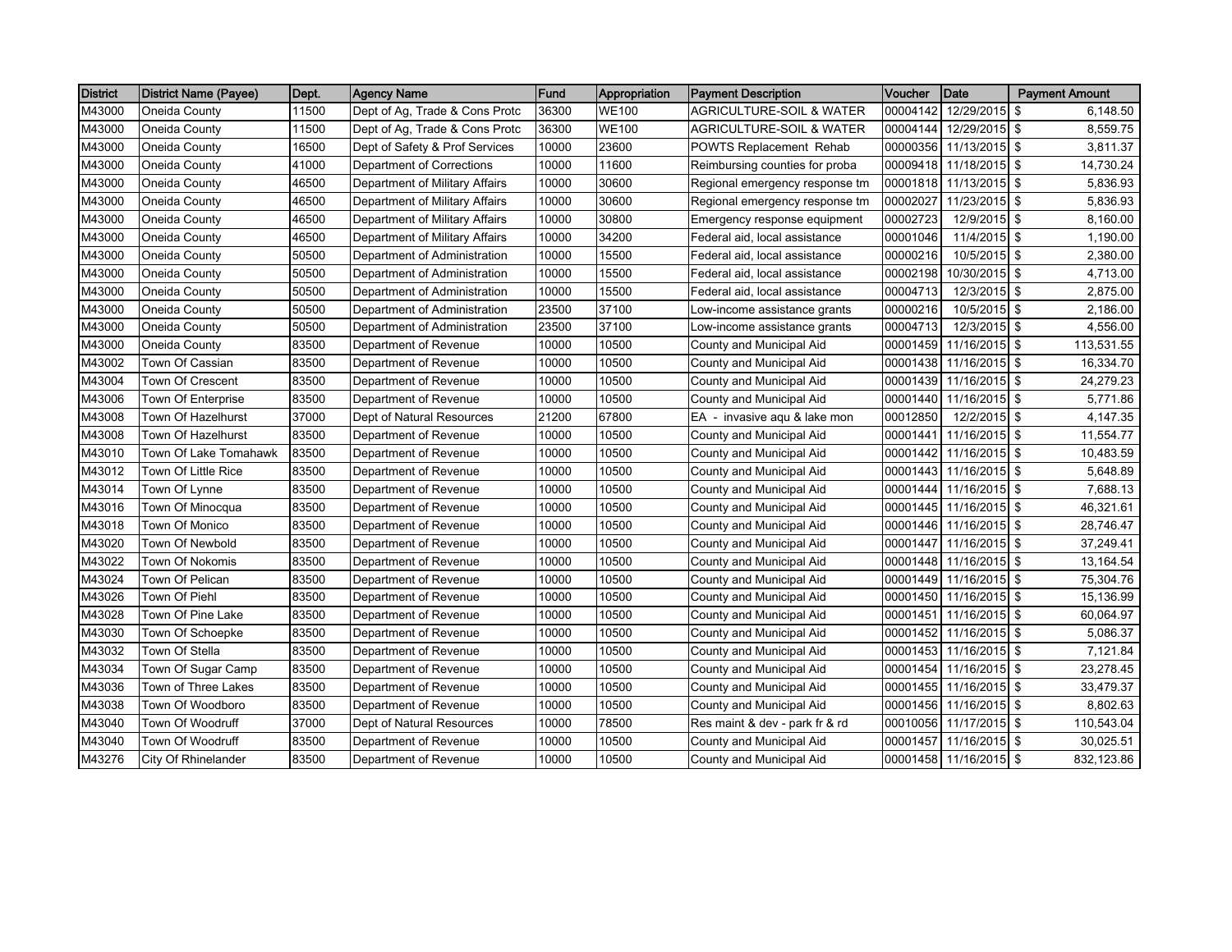| District | District Name (Payee) | Dept. | Agency Name | Fund | Appropriation | Payment Description | Voucher | Date | Payment Amount |
|---|---|---|---|---|---|---|---|---|---|
| M43000 | Oneida County | 11500 | Dept of Ag, Trade & Cons Protc | 36300 | WE100 | AGRICULTURE-SOIL & WATER | 00004142 | 12/29/2015 | $ 6,148.50 |
| M43000 | Oneida County | 11500 | Dept of Ag, Trade & Cons Protc | 36300 | WE100 | AGRICULTURE-SOIL & WATER | 00004144 | 12/29/2015 | $ 8,559.75 |
| M43000 | Oneida County | 16500 | Dept of Safety & Prof Services | 10000 | 23600 | POWTS Replacement Rehab | 00000356 | 11/13/2015 | $ 3,811.37 |
| M43000 | Oneida County | 41000 | Department of Corrections | 10000 | 11600 | Reimbursing counties for proba | 00009418 | 11/18/2015 | $ 14,730.24 |
| M43000 | Oneida County | 46500 | Department of Military Affairs | 10000 | 30600 | Regional emergency response tm | 00001818 | 11/13/2015 | $ 5,836.93 |
| M43000 | Oneida County | 46500 | Department of Military Affairs | 10000 | 30600 | Regional emergency response tm | 00002027 | 11/23/2015 | $ 5,836.93 |
| M43000 | Oneida County | 46500 | Department of Military Affairs | 10000 | 30800 | Emergency response equipment | 00002723 | 12/9/2015 | $ 8,160.00 |
| M43000 | Oneida County | 46500 | Department of Military Affairs | 10000 | 34200 | Federal aid, local assistance | 00001046 | 11/4/2015 | $ 1,190.00 |
| M43000 | Oneida County | 50500 | Department of Administration | 10000 | 15500 | Federal aid, local assistance | 00000216 | 10/5/2015 | $ 2,380.00 |
| M43000 | Oneida County | 50500 | Department of Administration | 10000 | 15500 | Federal aid, local assistance | 00002198 | 10/30/2015 | $ 4,713.00 |
| M43000 | Oneida County | 50500 | Department of Administration | 10000 | 15500 | Federal aid, local assistance | 00004713 | 12/3/2015 | $ 2,875.00 |
| M43000 | Oneida County | 50500 | Department of Administration | 23500 | 37100 | Low-income assistance grants | 00000216 | 10/5/2015 | $ 2,186.00 |
| M43000 | Oneida County | 50500 | Department of Administration | 23500 | 37100 | Low-income assistance grants | 00004713 | 12/3/2015 | $ 4,556.00 |
| M43000 | Oneida County | 83500 | Department of Revenue | 10000 | 10500 | County and Municipal Aid | 00001459 | 11/16/2015 | $ 113,531.55 |
| M43002 | Town Of Cassian | 83500 | Department of Revenue | 10000 | 10500 | County and Municipal Aid | 00001438 | 11/16/2015 | $ 16,334.70 |
| M43004 | Town Of Crescent | 83500 | Department of Revenue | 10000 | 10500 | County and Municipal Aid | 00001439 | 11/16/2015 | $ 24,279.23 |
| M43006 | Town Of Enterprise | 83500 | Department of Revenue | 10000 | 10500 | County and Municipal Aid | 00001440 | 11/16/2015 | $ 5,771.86 |
| M43008 | Town Of Hazelhurst | 37000 | Dept of Natural Resources | 21200 | 67800 | EA - invasive aqu & lake mon | 00012850 | 12/2/2015 | $ 4,147.35 |
| M43008 | Town Of Hazelhurst | 83500 | Department of Revenue | 10000 | 10500 | County and Municipal Aid | 00001441 | 11/16/2015 | $ 11,554.77 |
| M43010 | Town Of Lake Tomahawk | 83500 | Department of Revenue | 10000 | 10500 | County and Municipal Aid | 00001442 | 11/16/2015 | $ 10,483.59 |
| M43012 | Town Of Little Rice | 83500 | Department of Revenue | 10000 | 10500 | County and Municipal Aid | 00001443 | 11/16/2015 | $ 5,648.89 |
| M43014 | Town Of Lynne | 83500 | Department of Revenue | 10000 | 10500 | County and Municipal Aid | 00001444 | 11/16/2015 | $ 7,688.13 |
| M43016 | Town Of Minocqua | 83500 | Department of Revenue | 10000 | 10500 | County and Municipal Aid | 00001445 | 11/16/2015 | $ 46,321.61 |
| M43018 | Town Of Monico | 83500 | Department of Revenue | 10000 | 10500 | County and Municipal Aid | 00001446 | 11/16/2015 | $ 28,746.47 |
| M43020 | Town Of Newbold | 83500 | Department of Revenue | 10000 | 10500 | County and Municipal Aid | 00001447 | 11/16/2015 | $ 37,249.41 |
| M43022 | Town Of Nokomis | 83500 | Department of Revenue | 10000 | 10500 | County and Municipal Aid | 00001448 | 11/16/2015 | $ 13,164.54 |
| M43024 | Town Of Pelican | 83500 | Department of Revenue | 10000 | 10500 | County and Municipal Aid | 00001449 | 11/16/2015 | $ 75,304.76 |
| M43026 | Town Of Piehl | 83500 | Department of Revenue | 10000 | 10500 | County and Municipal Aid | 00001450 | 11/16/2015 | $ 15,136.99 |
| M43028 | Town Of Pine Lake | 83500 | Department of Revenue | 10000 | 10500 | County and Municipal Aid | 00001451 | 11/16/2015 | $ 60,064.97 |
| M43030 | Town Of Schoepke | 83500 | Department of Revenue | 10000 | 10500 | County and Municipal Aid | 00001452 | 11/16/2015 | $ 5,086.37 |
| M43032 | Town Of Stella | 83500 | Department of Revenue | 10000 | 10500 | County and Municipal Aid | 00001453 | 11/16/2015 | $ 7,121.84 |
| M43034 | Town Of Sugar Camp | 83500 | Department of Revenue | 10000 | 10500 | County and Municipal Aid | 00001454 | 11/16/2015 | $ 23,278.45 |
| M43036 | Town of Three Lakes | 83500 | Department of Revenue | 10000 | 10500 | County and Municipal Aid | 00001455 | 11/16/2015 | $ 33,479.37 |
| M43038 | Town Of Woodboro | 83500 | Department of Revenue | 10000 | 10500 | County and Municipal Aid | 00001456 | 11/16/2015 | $ 8,802.63 |
| M43040 | Town Of Woodruff | 37000 | Dept of Natural Resources | 10000 | 78500 | Res maint & dev - park fr & rd | 00010056 | 11/17/2015 | $ 110,543.04 |
| M43040 | Town Of Woodruff | 83500 | Department of Revenue | 10000 | 10500 | County and Municipal Aid | 00001457 | 11/16/2015 | $ 30,025.51 |
| M43276 | City Of Rhinelander | 83500 | Department of Revenue | 10000 | 10500 | County and Municipal Aid | 00001458 | 11/16/2015 | $ 832,123.86 |